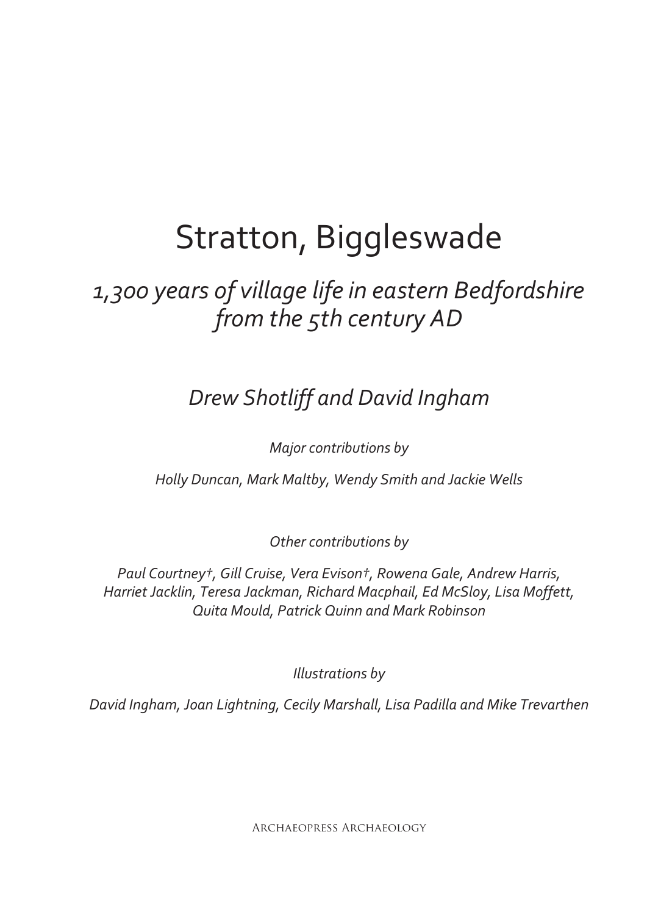# Stratton, Biggleswade

## *1,300 years of village life in eastern Bedfordshire from the 5th century AD*

*Drew Shotliff and David Ingham*

*Major contributions by*

*Holly Duncan, Mark Maltby, Wendy Smith and Jackie Wells*

*Other contributions by*

*Paul Courtney†, Gill Cruise, Vera Evison†, Rowena Gale, Andrew Harris, Harriet Jacklin, Teresa Jackman, Richard Macphail, Ed McSloy, Lisa Moffett, Quita Mould, Patrick Quinn and Mark Robinson*

*Illustrations by*

*David Ingham, Joan Lightning, Cecily Marshall, Lisa Padilla and Mike Trevarthen*

Archaeopress Archaeology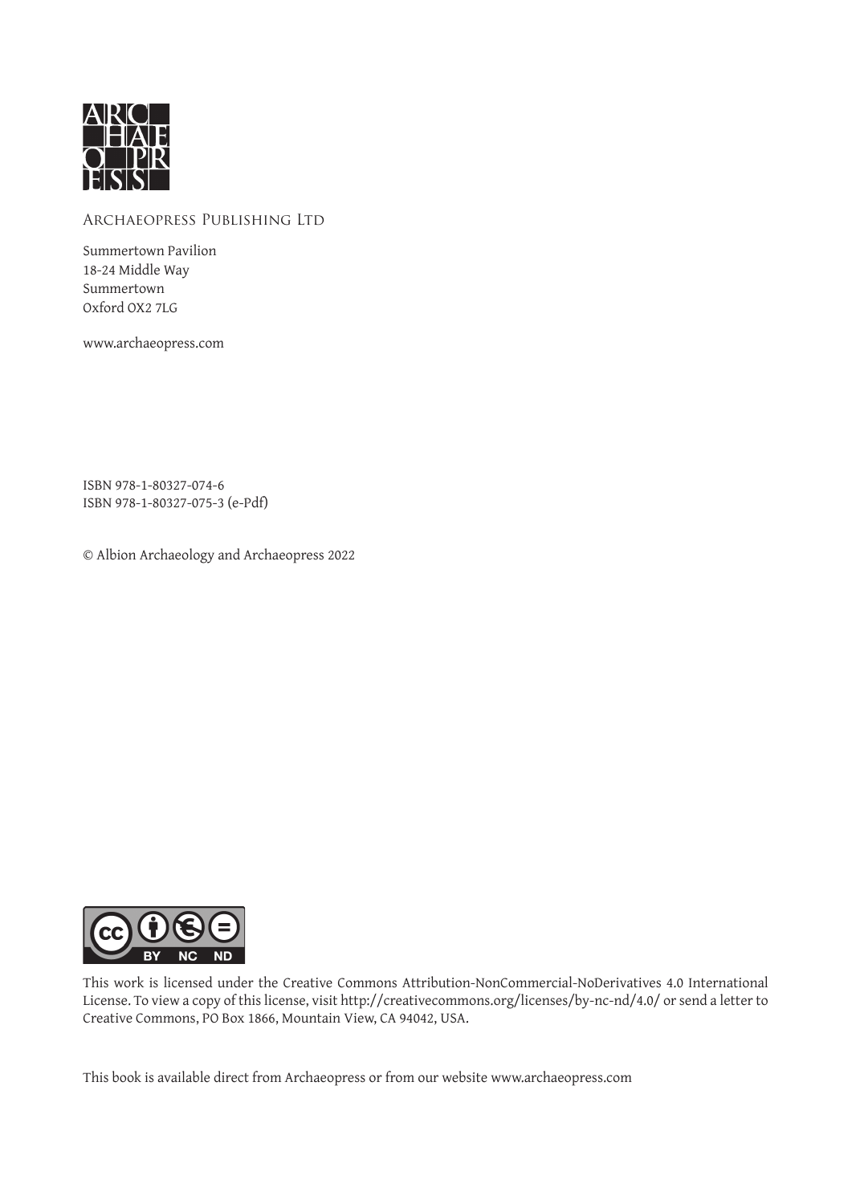Archaeopress Publishing Ltd

Summertown Pavilion
18-24 Middle Way
Summertown
Oxford OX2 7LG

www.archaeopress.com

ISBN 978-1-80327-074-6
ISBN 978-1-80327-075-3 (e-Pdf)

© Albion Archaeology and Archaeopress 2022

This work is licensed under the Creative Commons Attribution-NonCommercial-NoDerivatives 4.0 International License. To view a copy of this license, visit http://creativecommons.org/licenses/by-nc-nd/4.0/ or send a letter to Creative Commons, PO Box 1866, Mountain View, CA 94042, USA.

This book is available direct from Archaeopress or from our website www.archaeopress.com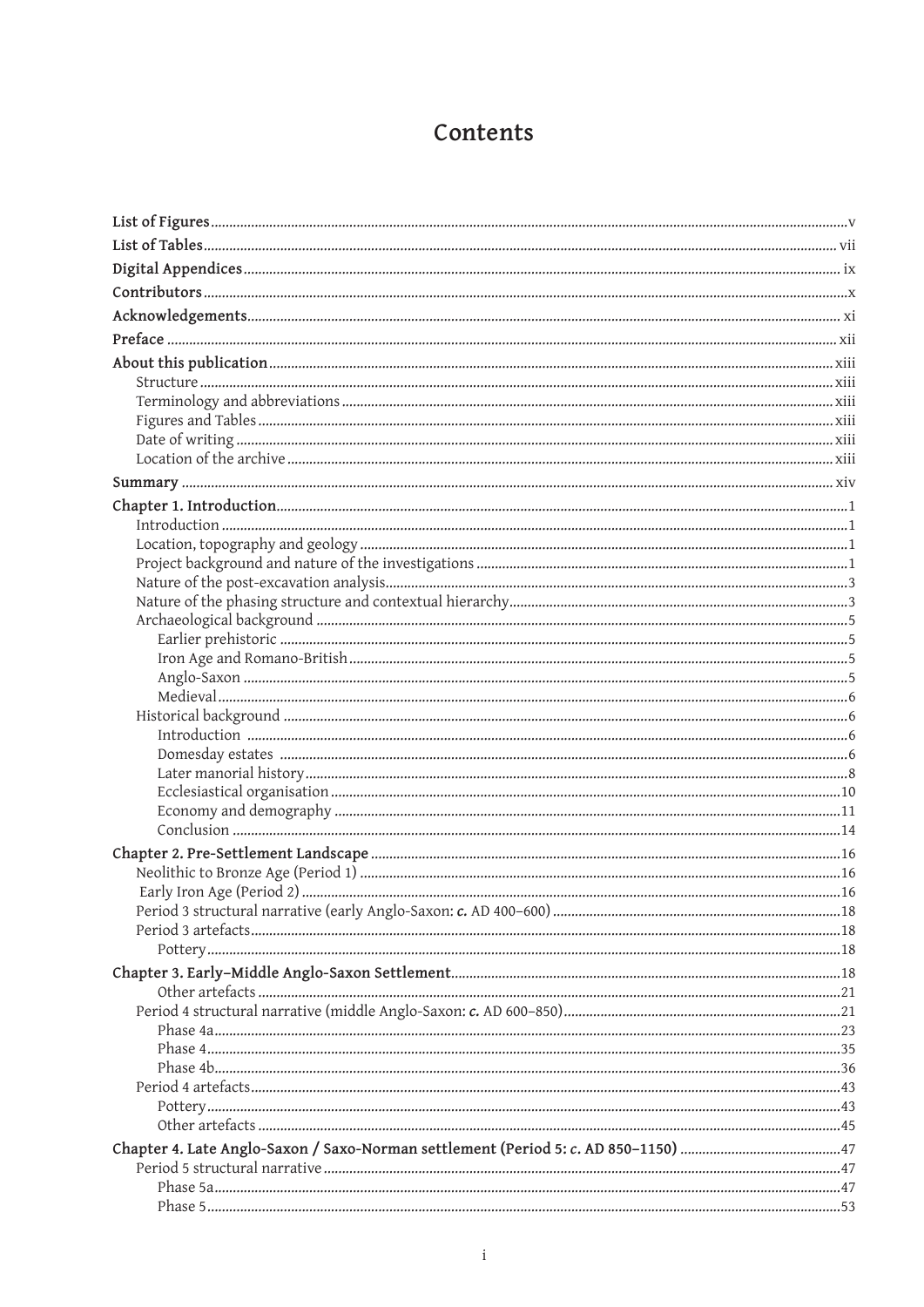# Contents

**List of Figures** .......... v

**List of Tables** .......... vii

**Digital Appendices** .......... ix

**Contributors** .......... x

**Acknowledgements** .......... xi

**Preface** .......... xii

**About this publication** .......... xiii
- Structure .......... xiii
- Terminology and abbreviations .......... xiii
- Figures and Tables .......... xiii
- Date of writing .......... xiii
- Location of the archive .......... xiii

**Summary** .......... xiv

**Chapter 1. Introduction** .......... 1
- Introduction .......... 1
- Location, topography and geology .......... 1
- Project background and nature of the investigations .......... 1
- Nature of the post-excavation analysis .......... 3
- Nature of the phasing structure and contextual hierarchy .......... 3
- Archaeological background .......... 5
  - Earlier prehistoric .......... 5
  - Iron Age and Romano-British .......... 5
  - Anglo-Saxon .......... 5
  - Medieval .......... 6
- Historical background .......... 6
  - Introduction .......... 6
  - Domesday estates .......... 6
  - Later manorial history .......... 8
  - Ecclesiastical organisation .......... 10
  - Economy and demography .......... 11
  - Conclusion .......... 14

**Chapter 2. Pre-Settlement Landscape** .......... 16
- Neolithic to Bronze Age (Period 1) .......... 16
- Early Iron Age (Period 2) .......... 16
- Period 3 structural narrative (early Anglo-Saxon: *c.* AD 400–600) .......... 18
- Period 3 artefacts .......... 18
  - Pottery .......... 18

**Chapter 3. Early–Middle Anglo-Saxon Settlement** .......... 18
  - Other artefacts .......... 21
- Period 4 structural narrative (middle Anglo-Saxon: *c.* AD 600–850) .......... 21
  - Phase 4a .......... 23
  - Phase 4 .......... 35
  - Phase 4b .......... 36
- Period 4 artefacts .......... 43
  - Pottery .......... 43
  - Other artefacts .......... 45

**Chapter 4. Late Anglo-Saxon / Saxo-Norman settlement (Period 5: *c.* AD 850–1150)** .......... 47
- Period 5 structural narrative .......... 47
  - Phase 5a .......... 47
  - Phase 5 .......... 53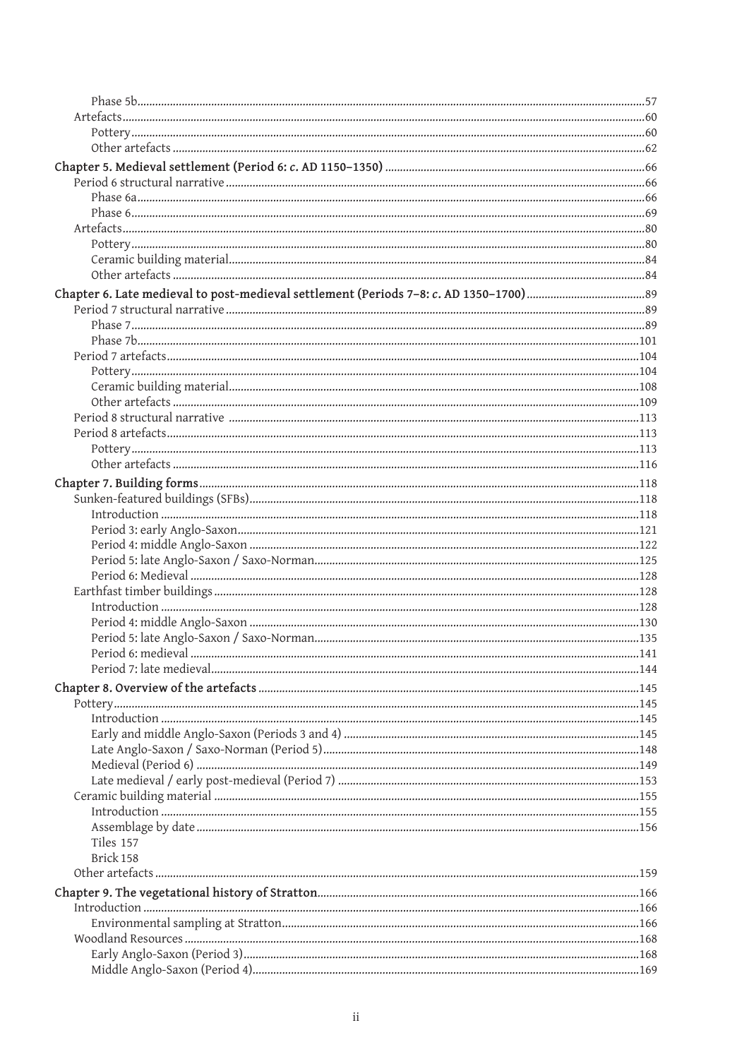Phase 5b ..... 57
Artefacts ..... 60
Pottery ..... 60
Other artefacts ..... 62

**Chapter 5. Medieval settlement (Period 6: *c.* AD 1150–1350)** ..... 66
Period 6 structural narrative ..... 66
Phase 6a ..... 66
Phase 6 ..... 69
Artefacts ..... 80
Pottery ..... 80
Ceramic building material ..... 84
Other artefacts ..... 84

**Chapter 6. Late medieval to post-medieval settlement (Periods 7–8: *c.* AD 1350–1700)** ..... 89
Period 7 structural narrative ..... 89
Phase 7 ..... 89
Phase 7b ..... 101
Period 7 artefacts ..... 104
Pottery ..... 104
Ceramic building material ..... 108
Other artefacts ..... 109
Period 8 structural narrative ..... 113
Period 8 artefacts ..... 113
Pottery ..... 113
Other artefacts ..... 116

**Chapter 7. Building forms** ..... 118
Sunken-featured buildings (SFBs) ..... 118
Introduction ..... 118
Period 3: early Anglo-Saxon ..... 121
Period 4: middle Anglo-Saxon ..... 122
Period 5: late Anglo-Saxon / Saxo-Norman ..... 125
Period 6: Medieval ..... 128
Earthfast timber buildings ..... 128
Introduction ..... 128
Period 4: middle Anglo-Saxon ..... 130
Period 5: late Anglo-Saxon / Saxo-Norman ..... 135
Period 6: medieval ..... 141
Period 7: late medieval ..... 144

**Chapter 8. Overview of the artefacts** ..... 145
Pottery ..... 145
Introduction ..... 145
Early and middle Anglo-Saxon (Periods 3 and 4) ..... 145
Late Anglo-Saxon / Saxo-Norman (Period 5) ..... 148
Medieval (Period 6) ..... 149
Late medieval / early post-medieval (Period 7) ..... 153
Ceramic building material ..... 155
Introduction ..... 155
Assemblage by date ..... 156
Tiles 157
Brick 158
Other artefacts ..... 159

**Chapter 9. The vegetational history of Stratton** ..... 166
Introduction ..... 166
Environmental sampling at Stratton ..... 166
Woodland Resources ..... 168
Early Anglo-Saxon (Period 3) ..... 168
Middle Anglo-Saxon (Period 4) ..... 169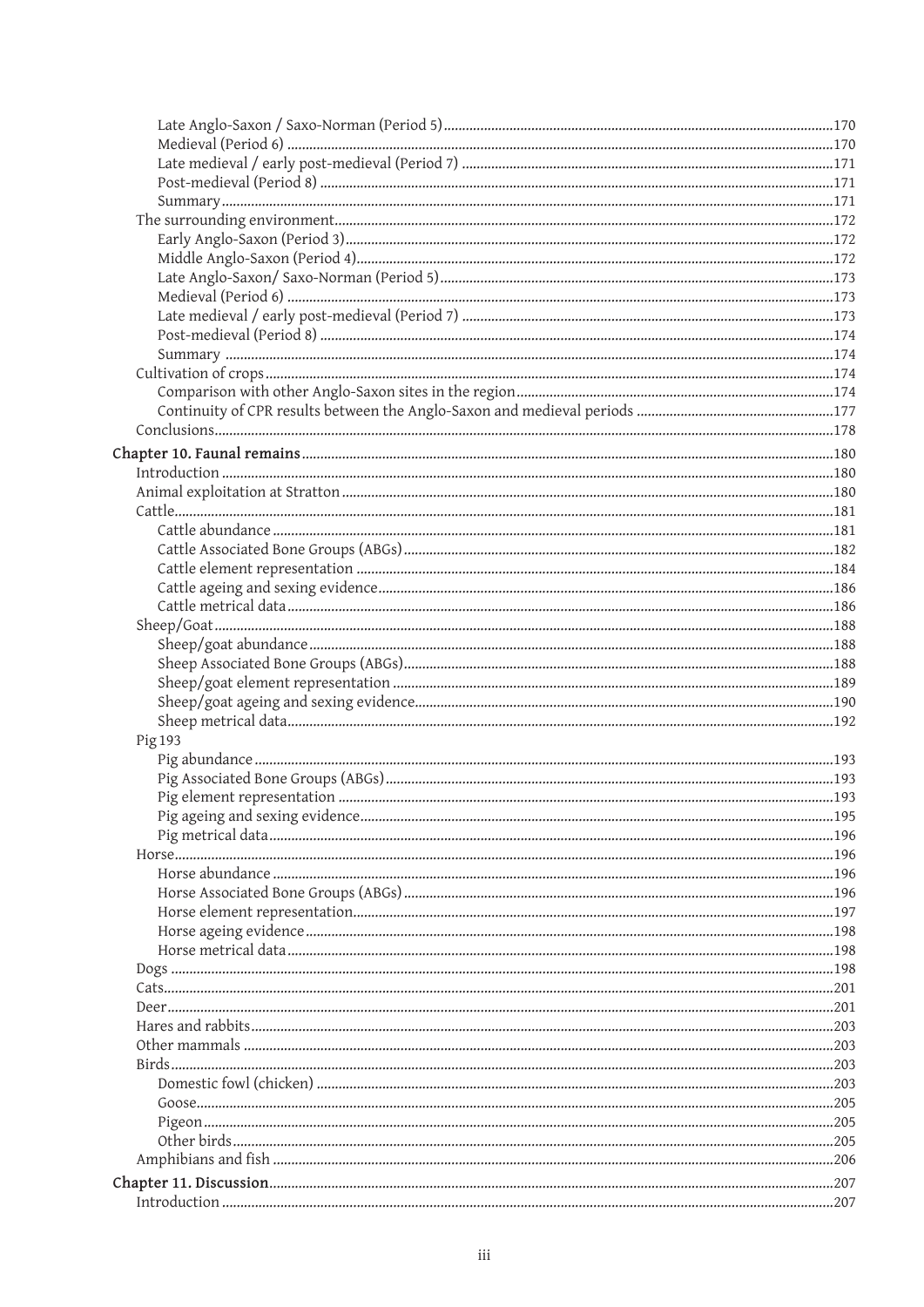Late Anglo-Saxon / Saxo-Norman (Period 5) ........ 170
Medieval (Period 6) ........ 170
Late medieval / early post-medieval (Period 7) ........ 171
Post-medieval (Period 8) ........ 171
Summary ........ 171

The surrounding environment ........ 172
Early Anglo-Saxon (Period 3) ........ 172
Middle Anglo-Saxon (Period 4) ........ 172
Late Anglo-Saxon/ Saxo-Norman (Period 5) ........ 173
Medieval (Period 6) ........ 173
Late medieval / early post-medieval (Period 7) ........ 173
Post-medieval (Period 8) ........ 174
Summary ........ 174

Cultivation of crops ........ 174
Comparison with other Anglo-Saxon sites in the region ........ 174
Continuity of CPR results between the Anglo-Saxon and medieval periods ........ 177

Conclusions ........ 178

**Chapter 10. Faunal remains** ........ 180

Introduction ........ 180
Animal exploitation at Stratton ........ 180
Cattle ........ 181
Cattle abundance ........ 181
Cattle Associated Bone Groups (ABGs) ........ 182
Cattle element representation ........ 184
Cattle ageing and sexing evidence ........ 186
Cattle metrical data ........ 186

Sheep/Goat ........ 188
Sheep/goat abundance ........ 188
Sheep Associated Bone Groups (ABGs) ........ 188
Sheep/goat element representation ........ 189
Sheep/goat ageing and sexing evidence ........ 190
Sheep metrical data ........ 192

Pig 193
Pig abundance ........ 193
Pig Associated Bone Groups (ABGs) ........ 193
Pig element representation ........ 193
Pig ageing and sexing evidence ........ 195
Pig metrical data ........ 196

Horse ........ 196
Horse abundance ........ 196
Horse Associated Bone Groups (ABGs) ........ 196
Horse element representation ........ 197
Horse ageing evidence ........ 198
Horse metrical data ........ 198

Dogs ........ 198
Cats ........ 201
Deer ........ 201
Hares and rabbits ........ 203
Other mammals ........ 203
Birds ........ 203
Domestic fowl (chicken) ........ 203
Goose ........ 205
Pigeon ........ 205
Other birds ........ 205

Amphibians and fish ........ 206

**Chapter 11. Discussion** ........ 207

Introduction ........ 207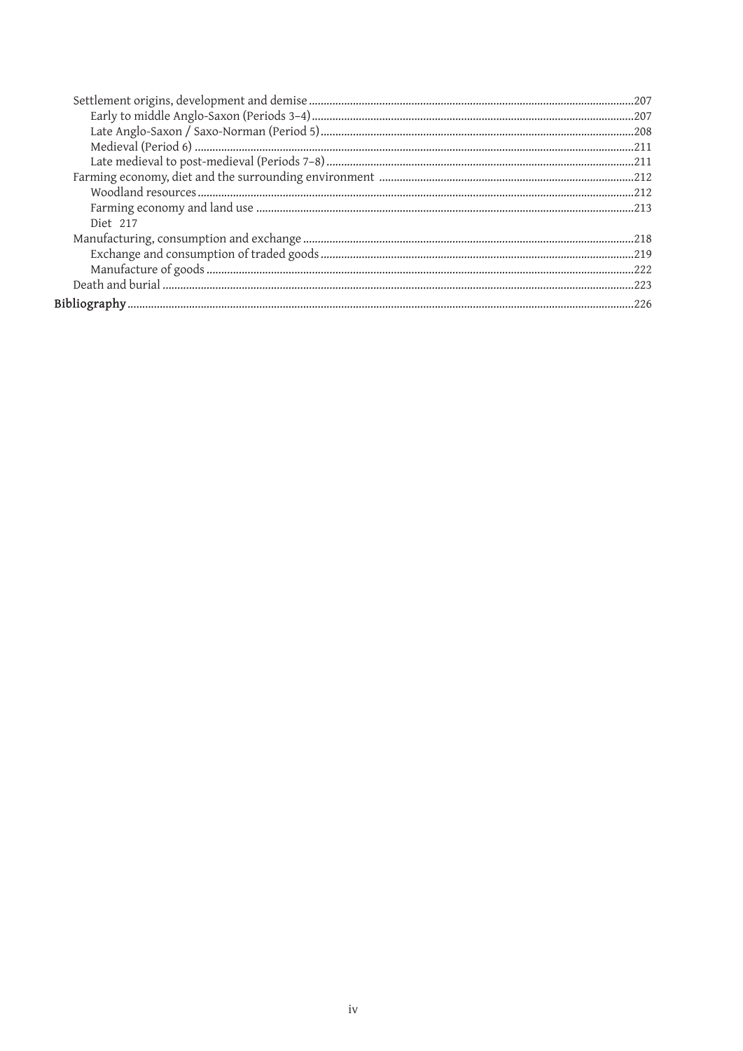Settlement origins, development and demise ... 207
- Early to middle Anglo-Saxon (Periods 3–4) ... 207
- Late Anglo-Saxon / Saxo-Norman (Period 5) ... 208
- Medieval (Period 6) ... 211
- Late medieval to post-medieval (Periods 7–8) ... 211

Farming economy, diet and the surrounding environment ... 212
- Woodland resources ... 212
- Farming economy and land use ... 213
- Diet 217

Manufacturing, consumption and exchange ... 218
- Exchange and consumption of traded goods ... 219
- Manufacture of goods ... 222

Death and burial ... 223

**Bibliography** ... 226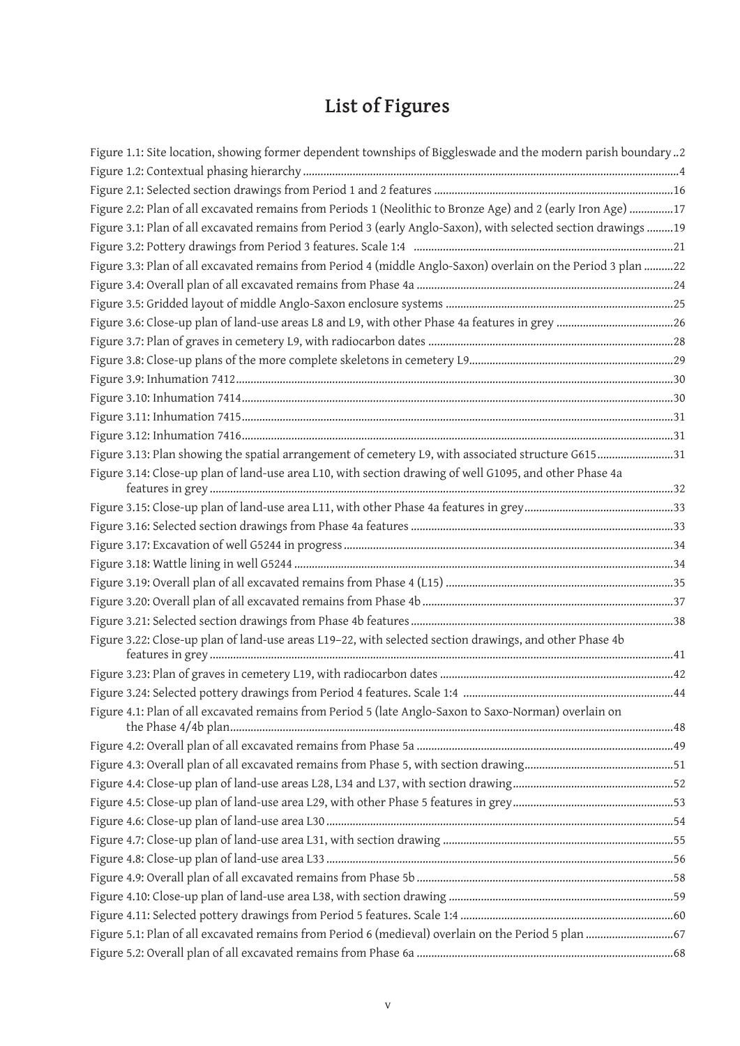# List of Figures

Figure 1.1: Site location, showing former dependent townships of Biggleswade and the modern parish boundary ..2
Figure 1.2: Contextual phasing hierarchy ....4
Figure 2.1: Selected section drawings from Period 1 and 2 features ....16
Figure 2.2: Plan of all excavated remains from Periods 1 (Neolithic to Bronze Age) and 2 (early Iron Age) ....17
Figure 3.1: Plan of all excavated remains from Period 3 (early Anglo-Saxon), with selected section drawings ....19
Figure 3.2: Pottery drawings from Period 3 features. Scale 1:4 ....21
Figure 3.3: Plan of all excavated remains from Period 4 (middle Anglo-Saxon) overlain on the Period 3 plan ....22
Figure 3.4: Overall plan of all excavated remains from Phase 4a ....24
Figure 3.5: Gridded layout of middle Anglo-Saxon enclosure systems ....25
Figure 3.6: Close-up plan of land-use areas L8 and L9, with other Phase 4a features in grey ....26
Figure 3.7: Plan of graves in cemetery L9, with radiocarbon dates ....28
Figure 3.8: Close-up plans of the more complete skeletons in cemetery L9....29
Figure 3.9: Inhumation 7412....30
Figure 3.10: Inhumation 7414....30
Figure 3.11: Inhumation 7415....31
Figure 3.12: Inhumation 7416....31
Figure 3.13: Plan showing the spatial arrangement of cemetery L9, with associated structure G615....31
Figure 3.14: Close-up plan of land-use area L10, with section drawing of well G1095, and other Phase 4a features in grey ....32
Figure 3.15: Close-up plan of land-use area L11, with other Phase 4a features in grey....33
Figure 3.16: Selected section drawings from Phase 4a features ....33
Figure 3.17: Excavation of well G5244 in progress....34
Figure 3.18: Wattle lining in well G5244 ....34
Figure 3.19: Overall plan of all excavated remains from Phase 4 (L15) ....35
Figure 3.20: Overall plan of all excavated remains from Phase 4b....37
Figure 3.21: Selected section drawings from Phase 4b features....38
Figure 3.22: Close-up plan of land-use areas L19–22, with selected section drawings, and other Phase 4b features in grey ....41
Figure 3.23: Plan of graves in cemetery L19, with radiocarbon dates ....42
Figure 3.24: Selected pottery drawings from Period 4 features. Scale 1:4 ....44
Figure 4.1: Plan of all excavated remains from Period 5 (late Anglo-Saxon to Saxo-Norman) overlain on the Phase 4/4b plan....48
Figure 4.2: Overall plan of all excavated remains from Phase 5a ....49
Figure 4.3: Overall plan of all excavated remains from Phase 5, with section drawing....51
Figure 4.4: Close-up plan of land-use areas L28, L34 and L37, with section drawing....52
Figure 4.5: Close-up plan of land-use area L29, with other Phase 5 features in grey....53
Figure 4.6: Close-up plan of land-use area L30....54
Figure 4.7: Close-up plan of land-use area L31, with section drawing ....55
Figure 4.8: Close-up plan of land-use area L33....56
Figure 4.9: Overall plan of all excavated remains from Phase 5b....58
Figure 4.10: Close-up plan of land-use area L38, with section drawing ....59
Figure 4.11: Selected pottery drawings from Period 5 features. Scale 1:4 ....60
Figure 5.1: Plan of all excavated remains from Period 6 (medieval) overlain on the Period 5 plan ....67
Figure 5.2: Overall plan of all excavated remains from Phase 6a ....68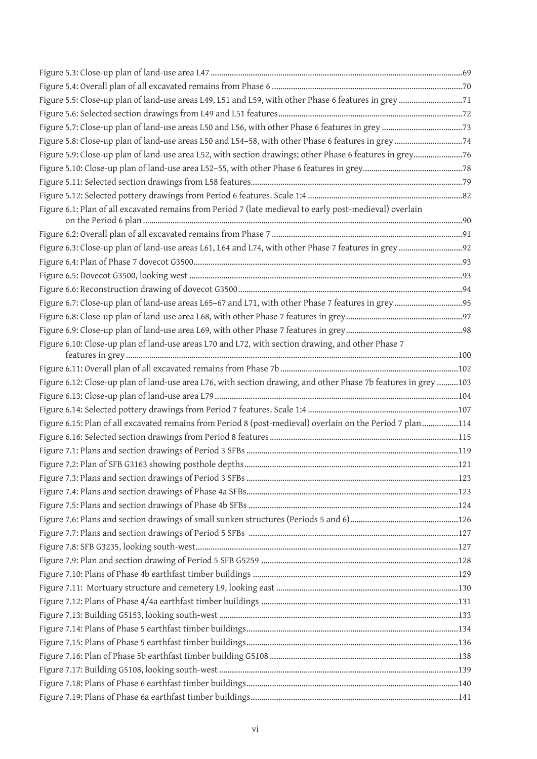Figure 5.3: Close-up plan of land-use area L47 ....................................................................................................................69
Figure 5.4: Overall plan of all excavated remains from Phase 6 ..........................................................................................70
Figure 5.5: Close-up plan of land-use areas L49, L51 and L59, with other Phase 6 features in grey ..............................71
Figure 5.6: Selected section drawings from L49 and L51 features........................................................................................72
Figure 5.7: Close-up plan of land-use areas L50 and L56, with other Phase 6 features in grey ......................................73
Figure 5.8: Close-up plan of land-use areas L50 and L54–58, with other Phase 6 features in grey ................................74
Figure 5.9: Close-up plan of land-use area L52, with section drawings; other Phase 6 features in grey.......................76
Figure 5.10: Close-up plan of land-use area L52–55, with other Phase 6 features in grey...............................................78
Figure 5.11: Selected section drawings from L58 features.....................................................................................................79
Figure 5.12: Selected pottery drawings from Period 6 features. Scale 1:4 .........................................................................82
Figure 6.1: Plan of all excavated remains from Period 7 (late medieval to early post-medieval) overlain on the Period 6 plan .......................................................................................................................................90
Figure 6.2: Overall plan of all excavated remains from Phase 7 ..........................................................................................91
Figure 6.3: Close-up plan of land-use areas L61, L64 and L74, with other Phase 7 features in grey ..............................92
Figure 6.4: Plan of Phase 7 dovecot G3500...............................................................................................................................93
Figure 6.5: Dovecot G3500, looking west .................................................................................................................................93
Figure 6.6: Reconstruction drawing of dovecot G3500...........................................................................................................94
Figure 6.7: Close-up plan of land-use areas L65–67 and L71, with other Phase 7 features in grey ................................95
Figure 6.8: Close-up plan of land-use area L68, with other Phase 7 features in grey.......................................................97
Figure 6.9: Close-up plan of land-use area L69, with other Phase 7 features in grey.......................................................98
Figure 6.10: Close-up plan of land-use areas L70 and L72, with section drawing, and other Phase 7 features in grey ..................................................................................................................................................100
Figure 6.11: Overall plan of all excavated remains from Phase 7b....................................................................................102
Figure 6.12: Close-up plan of land-use area L76, with section drawing, and other Phase 7b features in grey ..........103
Figure 6.13: Close-up plan of land-use area L79...................................................................................................................104
Figure 6.14: Selected pottery drawings from Period 7 features. Scale 1:4 .......................................................................107
Figure 6.15: Plan of all excavated remains from Period 8 (post-medieval) overlain on the Period 7 plan.................114
Figure 6.16: Selected section drawings from Period 8 features.........................................................................................115
Figure 7.1: Plans and section drawings of Period 3 SFBs ....................................................................................................119
Figure 7.2: Plan of SFB G3163 showing posthole depths.....................................................................................................121
Figure 7.3: Plans and section drawings of Period 3 SFBs ....................................................................................................123
Figure 7.4: Plans and section drawings of Phase 4a SFBs....................................................................................................123
Figure 7.5: Plans and section drawings of Phase 4b SFBs ...................................................................................................124
Figure 7.6: Plans and section drawings of small sunken structures (Periods 5 and 6)..................................................126
Figure 7.7: Plans and section drawings of Period 5 SFBs ...................................................................................................127
Figure 7.8: SFB G3235, looking south-west............................................................................................................................127
Figure 7.9: Plan and section drawing of Period 5 SFB G5259 .............................................................................................128
Figure 7.10: Plans of Phase 4b earthfast timber buildings .................................................................................................129
Figure 7.11: Mortuary structure and cemetery L9, looking east ......................................................................................130
Figure 7.12: Plans of Phase 4/4a earthfast timber buildings .............................................................................................131
Figure 7.13: Building G5153, looking south-west .................................................................................................................133
Figure 7.14: Plans of Phase 5 earthfast timber buildings....................................................................................................134
Figure 7.15: Plans of Phase 5 earthfast timber buildings....................................................................................................136
Figure 7.16: Plan of Phase 5b earthfast timber building G5108 .........................................................................................138
Figure 7.17: Building G5108, looking south-west .................................................................................................................139
Figure 7.18: Plans of Phase 6 earthfast timber buildings....................................................................................................140
Figure 7.19: Plans of Phase 6a earthfast timber buildings..................................................................................................141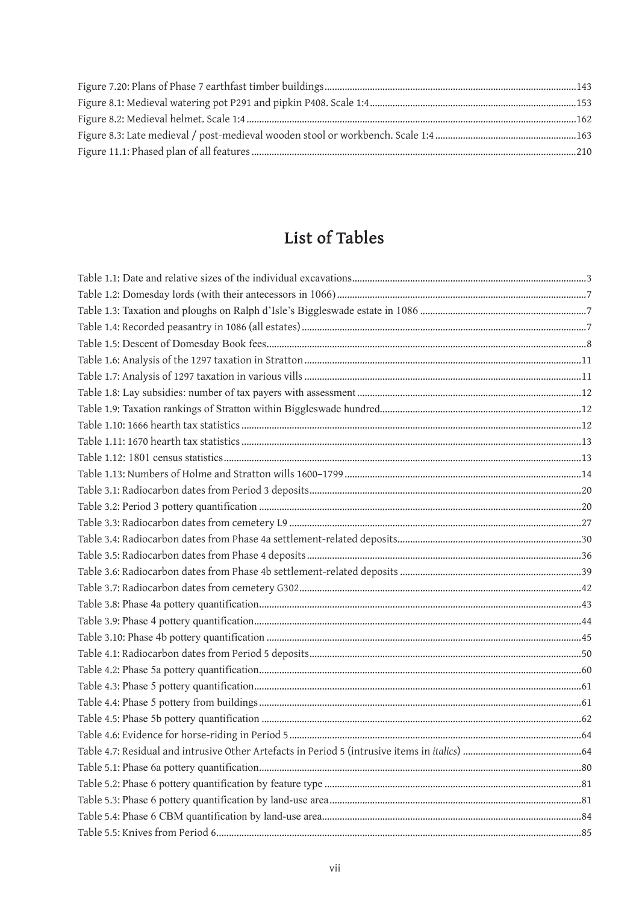Figure 7.20: Plans of Phase 7 earthfast timber buildings ....................143
Figure 8.1: Medieval watering pot P291 and pipkin P408. Scale 1:4 ....................153
Figure 8.2: Medieval helmet. Scale 1:4 ....................162
Figure 8.3: Late medieval / post-medieval wooden stool or workbench. Scale 1:4 ....................163
Figure 11.1: Phased plan of all features ....................210

## List of Tables

Table 1.1: Date and relative sizes of the individual excavations ....................3
Table 1.2: Domesday lords (with their antecessors in 1066) ....................7
Table 1.3: Taxation and ploughs on Ralph d'Isle's Biggleswade estate in 1086 ....................7
Table 1.4: Recorded peasantry in 1086 (all estates) ....................7
Table 1.5: Descent of Domesday Book fees ....................8
Table 1.6: Analysis of the 1297 taxation in Stratton ....................11
Table 1.7: Analysis of 1297 taxation in various vills ....................11
Table 1.8: Lay subsidies: number of tax payers with assessment ....................12
Table 1.9: Taxation rankings of Stratton within Biggleswade hundred ....................12
Table 1.10: 1666 hearth tax statistics ....................12
Table 1.11: 1670 hearth tax statistics ....................13
Table 1.12: 1801 census statistics ....................13
Table 1.13: Numbers of Holme and Stratton wills 1600–1799 ....................14
Table 3.1: Radiocarbon dates from Period 3 deposits ....................20
Table 3.2: Period 3 pottery quantification ....................20
Table 3.3: Radiocarbon dates from cemetery L9 ....................27
Table 3.4: Radiocarbon dates from Phase 4a settlement-related deposits ....................30
Table 3.5: Radiocarbon dates from Phase 4 deposits ....................36
Table 3.6: Radiocarbon dates from Phase 4b settlement-related deposits ....................39
Table 3.7: Radiocarbon dates from cemetery G302 ....................42
Table 3.8: Phase 4a pottery quantification ....................43
Table 3.9: Phase 4 pottery quantification ....................44
Table 3.10: Phase 4b pottery quantification ....................45
Table 4.1: Radiocarbon dates from Period 5 deposits ....................50
Table 4.2: Phase 5a pottery quantification ....................60
Table 4.3: Phase 5 pottery quantification ....................61
Table 4.4: Phase 5 pottery from buildings ....................61
Table 4.5: Phase 5b pottery quantification ....................62
Table 4.6: Evidence for horse-riding in Period 5 ....................64
Table 4.7: Residual and intrusive Other Artefacts in Period 5 (intrusive items in *italics*) ....................64
Table 5.1: Phase 6a pottery quantification ....................80
Table 5.2: Phase 6 pottery quantification by feature type ....................81
Table 5.3: Phase 6 pottery quantification by land-use area ....................81
Table 5.4: Phase 6 CBM quantification by land-use area ....................84
Table 5.5: Knives from Period 6 ....................85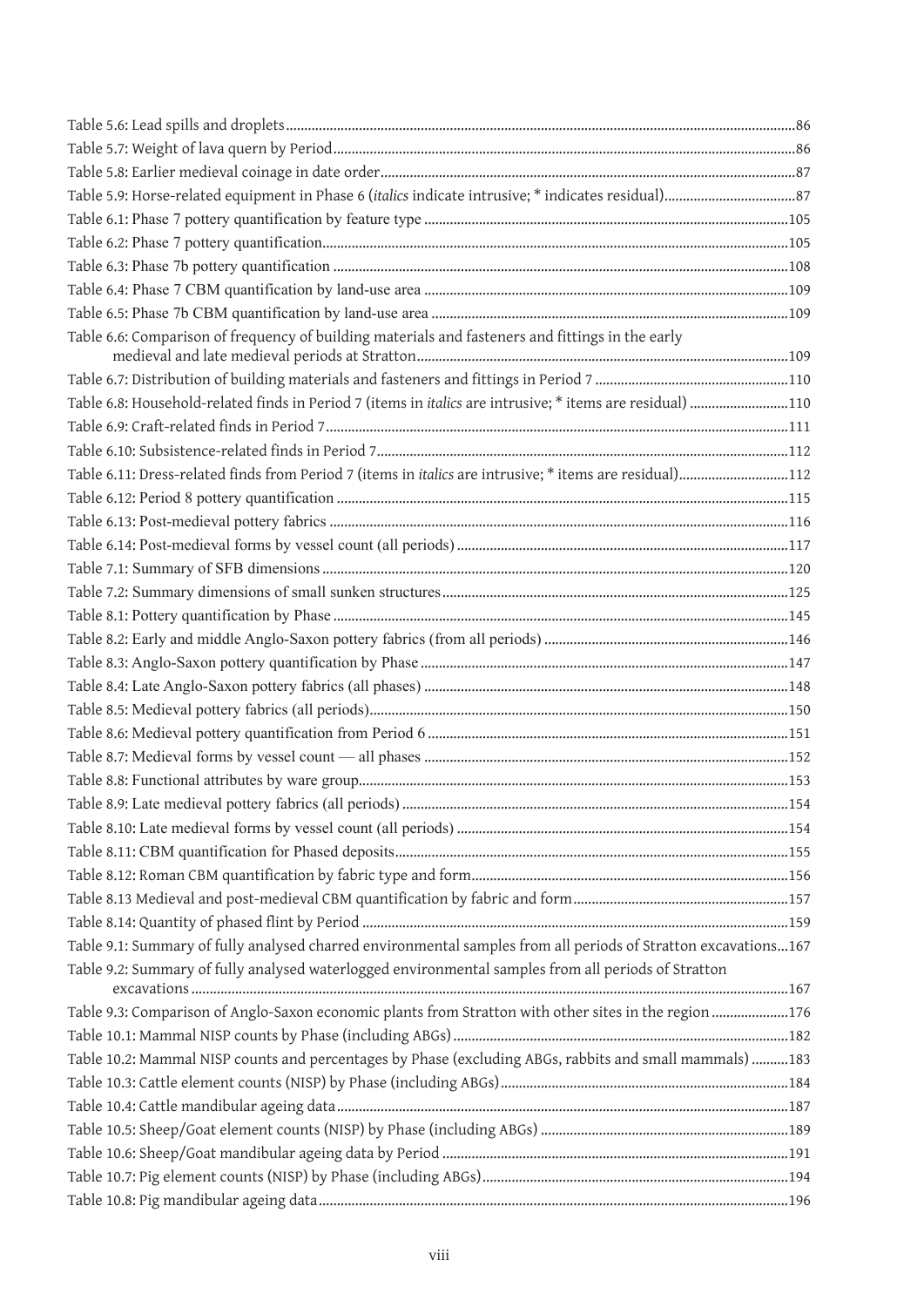Table 5.6: Lead spills and droplets .......... 86

Table 5.7: Weight of lava quern by Period .......... 86

Table 5.8: Earlier medieval coinage in date order .......... 87

Table 5.9: Horse-related equipment in Phase 6 (*italics* indicate intrusive; * indicates residual) .......... 87

Table 6.1: Phase 7 pottery quantification by feature type .......... 105

Table 6.2: Phase 7 pottery quantification .......... 105

Table 6.3: Phase 7b pottery quantification .......... 108

Table 6.4: Phase 7 CBM quantification by land-use area .......... 109

Table 6.5: Phase 7b CBM quantification by land-use area .......... 109

Table 6.6: Comparison of frequency of building materials and fasteners and fittings in the early medieval and late medieval periods at Stratton .......... 109

Table 6.7: Distribution of building materials and fasteners and fittings in Period 7 .......... 110

Table 6.8: Household-related finds in Period 7 (items in *italics* are intrusive; * items are residual) .......... 110

Table 6.9: Craft-related finds in Period 7 .......... 111

Table 6.10: Subsistence-related finds in Period 7 .......... 112

Table 6.11: Dress-related finds from Period 7 (items in *italics* are intrusive; * items are residual) .......... 112

Table 6.12: Period 8 pottery quantification .......... 115

Table 6.13: Post-medieval pottery fabrics .......... 116

Table 6.14: Post-medieval forms by vessel count (all periods) .......... 117

Table 7.1: Summary of SFB dimensions .......... 120

Table 7.2: Summary dimensions of small sunken structures .......... 125

Table 8.1: Pottery quantification by Phase .......... 145

Table 8.2: Early and middle Anglo-Saxon pottery fabrics (from all periods) .......... 146

Table 8.3: Anglo-Saxon pottery quantification by Phase .......... 147

Table 8.4: Late Anglo-Saxon pottery fabrics (all phases) .......... 148

Table 8.5: Medieval pottery fabrics (all periods) .......... 150

Table 8.6: Medieval pottery quantification from Period 6 .......... 151

Table 8.7: Medieval forms by vessel count — all phases .......... 152

Table 8.8: Functional attributes by ware group .......... 153

Table 8.9: Late medieval pottery fabrics (all periods) .......... 154

Table 8.10: Late medieval forms by vessel count (all periods) .......... 154

Table 8.11: CBM quantification for Phased deposits .......... 155

Table 8.12: Roman CBM quantification by fabric type and form .......... 156

Table 8.13 Medieval and post-medieval CBM quantification by fabric and form .......... 157

Table 8.14: Quantity of phased flint by Period .......... 159

Table 9.1: Summary of fully analysed charred environmental samples from all periods of Stratton excavations .......... 167

Table 9.2: Summary of fully analysed waterlogged environmental samples from all periods of Stratton excavations .......... 167

Table 9.3: Comparison of Anglo-Saxon economic plants from Stratton with other sites in the region .......... 176

Table 10.1: Mammal NISP counts by Phase (including ABGs) .......... 182

Table 10.2: Mammal NISP counts and percentages by Phase (excluding ABGs, rabbits and small mammals) .......... 183

Table 10.3: Cattle element counts (NISP) by Phase (including ABGs) .......... 184

Table 10.4: Cattle mandibular ageing data .......... 187

Table 10.5: Sheep/Goat element counts (NISP) by Phase (including ABGs) .......... 189

Table 10.6: Sheep/Goat mandibular ageing data by Period .......... 191

Table 10.7: Pig element counts (NISP) by Phase (including ABGs) .......... 194

Table 10.8: Pig mandibular ageing data .......... 196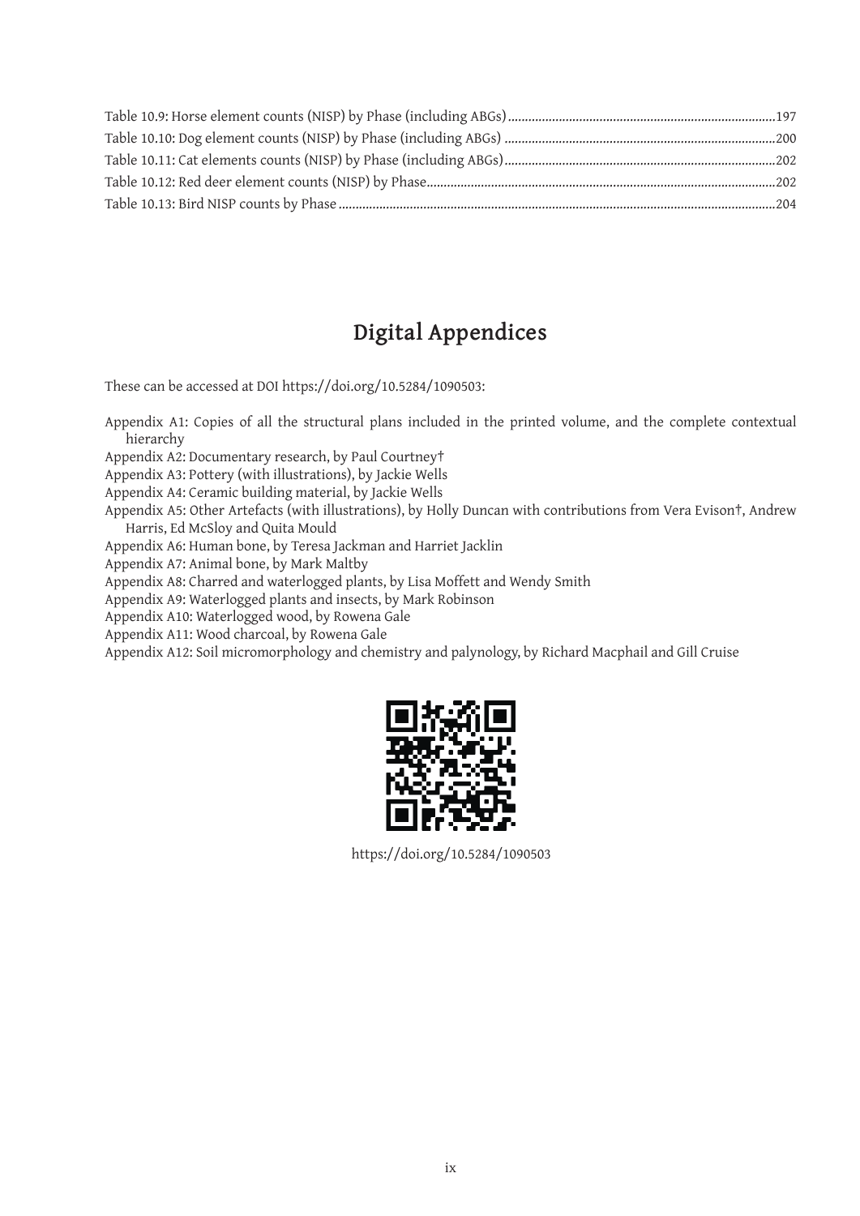Table 10.9: Horse element counts (NISP) by Phase (including ABGs).....197
Table 10.10: Dog element counts (NISP) by Phase (including ABGs).....200
Table 10.11: Cat elements counts (NISP) by Phase (including ABGs).....202
Table 10.12: Red deer element counts (NISP) by Phase.....202
Table 10.13: Bird NISP counts by Phase.....204

## Digital Appendices

These can be accessed at DOI https://doi.org/10.5284/1090503:

Appendix A1: Copies of all the structural plans included in the printed volume, and the complete contextual hierarchy
Appendix A2: Documentary research, by Paul Courtney†
Appendix A3: Pottery (with illustrations), by Jackie Wells
Appendix A4: Ceramic building material, by Jackie Wells
Appendix A5: Other Artefacts (with illustrations), by Holly Duncan with contributions from Vera Evison†, Andrew Harris, Ed McSloy and Quita Mould
Appendix A6: Human bone, by Teresa Jackman and Harriet Jacklin
Appendix A7: Animal bone, by Mark Maltby
Appendix A8: Charred and waterlogged plants, by Lisa Moffett and Wendy Smith
Appendix A9: Waterlogged plants and insects, by Mark Robinson
Appendix A10: Waterlogged wood, by Rowena Gale
Appendix A11: Wood charcoal, by Rowena Gale
Appendix A12: Soil micromorphology and chemistry and palynology, by Richard Macphail and Gill Cruise

https://doi.org/10.5284/1090503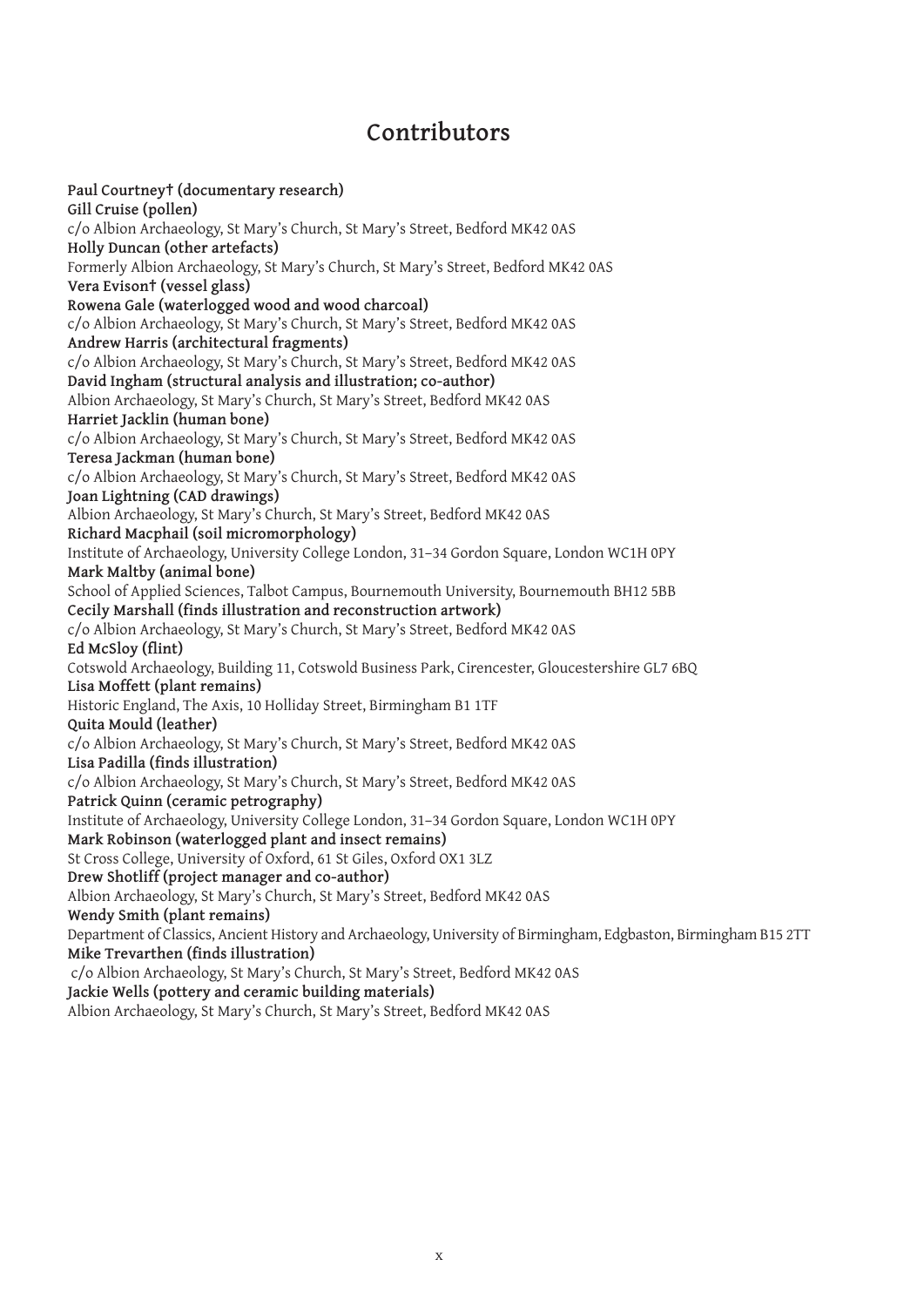# Contributors

**Paul Courtney† (documentary research)**
**Gill Cruise (pollen)**
c/o Albion Archaeology, St Mary's Church, St Mary's Street, Bedford MK42 0AS
**Holly Duncan (other artefacts)**
Formerly Albion Archaeology, St Mary's Church, St Mary's Street, Bedford MK42 0AS
**Vera Evison† (vessel glass)**
**Rowena Gale (waterlogged wood and wood charcoal)**
c/o Albion Archaeology, St Mary's Church, St Mary's Street, Bedford MK42 0AS
**Andrew Harris (architectural fragments)**
c/o Albion Archaeology, St Mary's Church, St Mary's Street, Bedford MK42 0AS
**David Ingham (structural analysis and illustration; co-author)**
Albion Archaeology, St Mary's Church, St Mary's Street, Bedford MK42 0AS
**Harriet Jacklin (human bone)**
c/o Albion Archaeology, St Mary's Church, St Mary's Street, Bedford MK42 0AS
**Teresa Jackman (human bone)**
c/o Albion Archaeology, St Mary's Church, St Mary's Street, Bedford MK42 0AS
**Joan Lightning (CAD drawings)**
Albion Archaeology, St Mary's Church, St Mary's Street, Bedford MK42 0AS
**Richard Macphail (soil micromorphology)**
Institute of Archaeology, University College London, 31–34 Gordon Square, London WC1H 0PY
**Mark Maltby (animal bone)**
School of Applied Sciences, Talbot Campus, Bournemouth University, Bournemouth BH12 5BB
**Cecily Marshall (finds illustration and reconstruction artwork)**
c/o Albion Archaeology, St Mary's Church, St Mary's Street, Bedford MK42 0AS
**Ed McSloy (flint)**
Cotswold Archaeology, Building 11, Cotswold Business Park, Cirencester, Gloucestershire GL7 6BQ
**Lisa Moffett (plant remains)**
Historic England, The Axis, 10 Holliday Street, Birmingham B1 1TF
**Quita Mould (leather)**
c/o Albion Archaeology, St Mary's Church, St Mary's Street, Bedford MK42 0AS
**Lisa Padilla (finds illustration)**
c/o Albion Archaeology, St Mary's Church, St Mary's Street, Bedford MK42 0AS
**Patrick Quinn (ceramic petrography)**
Institute of Archaeology, University College London, 31–34 Gordon Square, London WC1H 0PY
**Mark Robinson (waterlogged plant and insect remains)**
St Cross College, University of Oxford, 61 St Giles, Oxford OX1 3LZ
**Drew Shotliff (project manager and co-author)**
Albion Archaeology, St Mary's Church, St Mary's Street, Bedford MK42 0AS
**Wendy Smith (plant remains)**
Department of Classics, Ancient History and Archaeology, University of Birmingham, Edgbaston, Birmingham B15 2TT
**Mike Trevarthen (finds illustration)**
c/o Albion Archaeology, St Mary's Church, St Mary's Street, Bedford MK42 0AS
**Jackie Wells (pottery and ceramic building materials)**
Albion Archaeology, St Mary's Church, St Mary's Street, Bedford MK42 0AS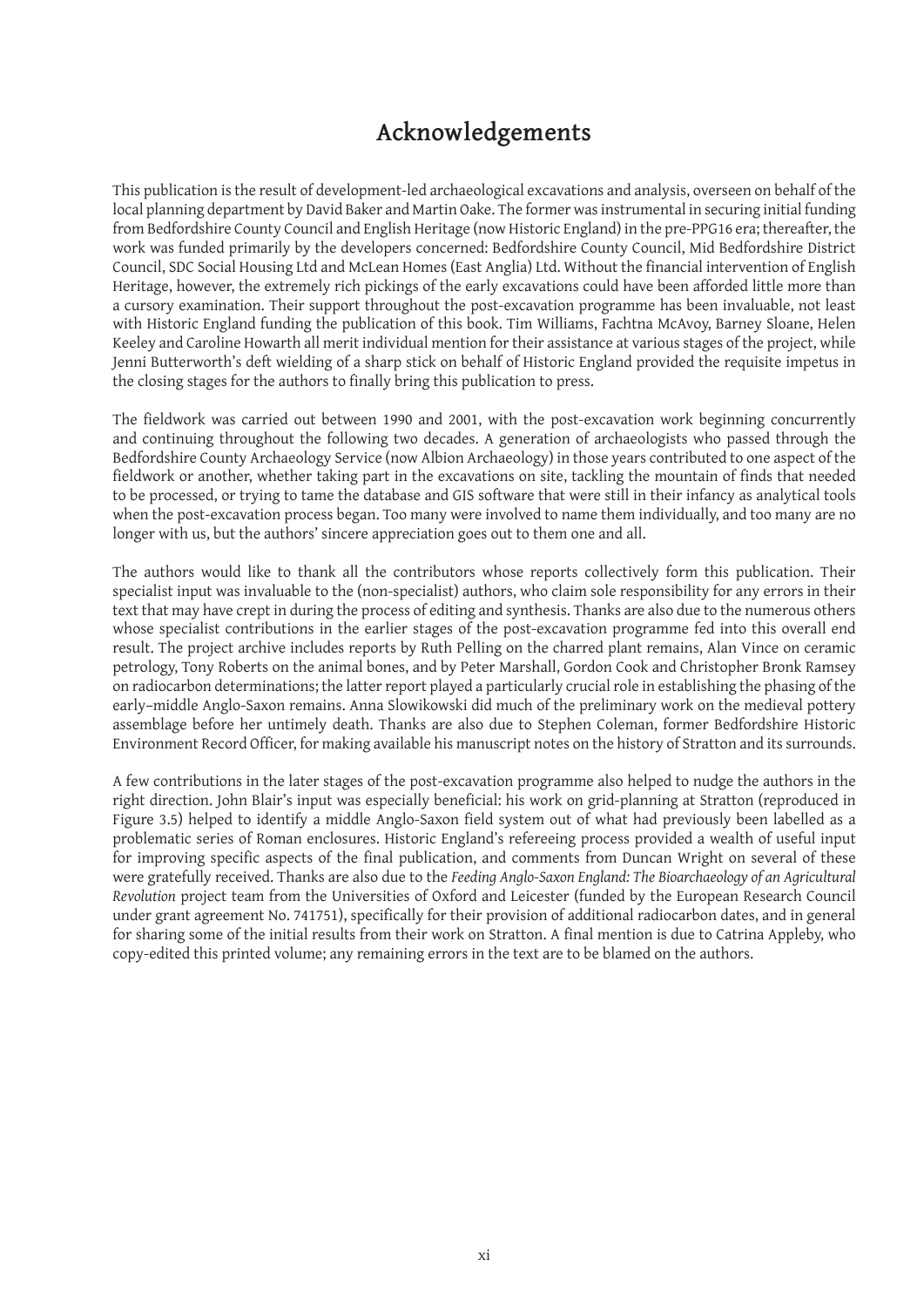# Acknowledgements

This publication is the result of development-led archaeological excavations and analysis, overseen on behalf of the local planning department by David Baker and Martin Oake. The former was instrumental in securing initial funding from Bedfordshire County Council and English Heritage (now Historic England) in the pre-PPG16 era; thereafter, the work was funded primarily by the developers concerned: Bedfordshire County Council, Mid Bedfordshire District Council, SDC Social Housing Ltd and McLean Homes (East Anglia) Ltd. Without the financial intervention of English Heritage, however, the extremely rich pickings of the early excavations could have been afforded little more than a cursory examination. Their support throughout the post-excavation programme has been invaluable, not least with Historic England funding the publication of this book. Tim Williams, Fachtna McAvoy, Barney Sloane, Helen Keeley and Caroline Howarth all merit individual mention for their assistance at various stages of the project, while Jenni Butterworth's deft wielding of a sharp stick on behalf of Historic England provided the requisite impetus in the closing stages for the authors to finally bring this publication to press.

The fieldwork was carried out between 1990 and 2001, with the post-excavation work beginning concurrently and continuing throughout the following two decades. A generation of archaeologists who passed through the Bedfordshire County Archaeology Service (now Albion Archaeology) in those years contributed to one aspect of the fieldwork or another, whether taking part in the excavations on site, tackling the mountain of finds that needed to be processed, or trying to tame the database and GIS software that were still in their infancy as analytical tools when the post-excavation process began. Too many were involved to name them individually, and too many are no longer with us, but the authors' sincere appreciation goes out to them one and all.

The authors would like to thank all the contributors whose reports collectively form this publication. Their specialist input was invaluable to the (non-specialist) authors, who claim sole responsibility for any errors in their text that may have crept in during the process of editing and synthesis. Thanks are also due to the numerous others whose specialist contributions in the earlier stages of the post-excavation programme fed into this overall end result. The project archive includes reports by Ruth Pelling on the charred plant remains, Alan Vince on ceramic petrology, Tony Roberts on the animal bones, and by Peter Marshall, Gordon Cook and Christopher Bronk Ramsey on radiocarbon determinations; the latter report played a particularly crucial role in establishing the phasing of the early–middle Anglo-Saxon remains. Anna Slowikowski did much of the preliminary work on the medieval pottery assemblage before her untimely death. Thanks are also due to Stephen Coleman, former Bedfordshire Historic Environment Record Officer, for making available his manuscript notes on the history of Stratton and its surrounds.

A few contributions in the later stages of the post-excavation programme also helped to nudge the authors in the right direction. John Blair's input was especially beneficial: his work on grid-planning at Stratton (reproduced in Figure 3.5) helped to identify a middle Anglo-Saxon field system out of what had previously been labelled as a problematic series of Roman enclosures. Historic England's refereeing process provided a wealth of useful input for improving specific aspects of the final publication, and comments from Duncan Wright on several of these were gratefully received. Thanks are also due to the *Feeding Anglo-Saxon England: The Bioarchaeology of an Agricultural Revolution* project team from the Universities of Oxford and Leicester (funded by the European Research Council under grant agreement No. 741751), specifically for their provision of additional radiocarbon dates, and in general for sharing some of the initial results from their work on Stratton. A final mention is due to Catrina Appleby, who copy-edited this printed volume; any remaining errors in the text are to be blamed on the authors.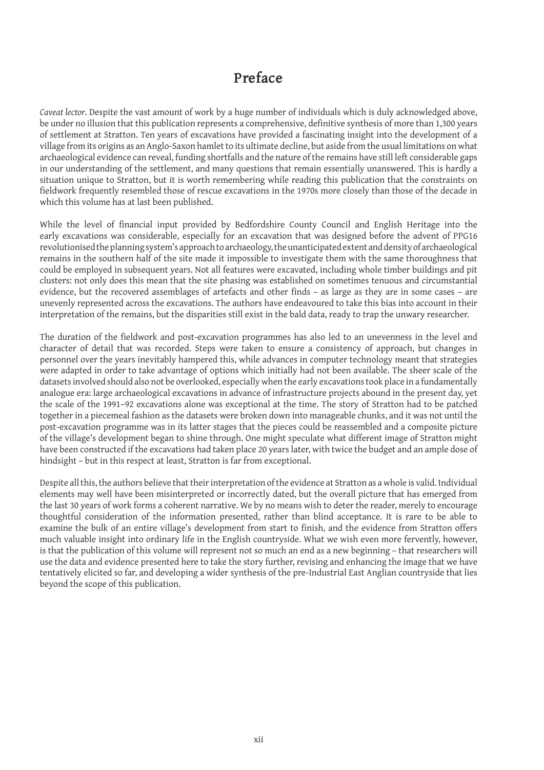# Preface

*Caveat lector*. Despite the vast amount of work by a huge number of individuals which is duly acknowledged above, be under no illusion that this publication represents a comprehensive, definitive synthesis of more than 1,300 years of settlement at Stratton. Ten years of excavations have provided a fascinating insight into the development of a village from its origins as an Anglo-Saxon hamlet to its ultimate decline, but aside from the usual limitations on what archaeological evidence can reveal, funding shortfalls and the nature of the remains have still left considerable gaps in our understanding of the settlement, and many questions that remain essentially unanswered. This is hardly a situation unique to Stratton, but it is worth remembering while reading this publication that the constraints on fieldwork frequently resembled those of rescue excavations in the 1970s more closely than those of the decade in which this volume has at last been published.

While the level of financial input provided by Bedfordshire County Council and English Heritage into the early excavations was considerable, especially for an excavation that was designed before the advent of PPG16 revolutionised the planning system's approach to archaeology, the unanticipated extent and density of archaeological remains in the southern half of the site made it impossible to investigate them with the same thoroughness that could be employed in subsequent years. Not all features were excavated, including whole timber buildings and pit clusters: not only does this mean that the site phasing was established on sometimes tenuous and circumstantial evidence, but the recovered assemblages of artefacts and other finds – as large as they are in some cases – are unevenly represented across the excavations. The authors have endeavoured to take this bias into account in their interpretation of the remains, but the disparities still exist in the bald data, ready to trap the unwary researcher.

The duration of the fieldwork and post-excavation programmes has also led to an unevenness in the level and character of detail that was recorded. Steps were taken to ensure a consistency of approach, but changes in personnel over the years inevitably hampered this, while advances in computer technology meant that strategies were adapted in order to take advantage of options which initially had not been available. The sheer scale of the datasets involved should also not be overlooked, especially when the early excavations took place in a fundamentally analogue era: large archaeological excavations in advance of infrastructure projects abound in the present day, yet the scale of the 1991–92 excavations alone was exceptional at the time. The story of Stratton had to be patched together in a piecemeal fashion as the datasets were broken down into manageable chunks, and it was not until the post-excavation programme was in its latter stages that the pieces could be reassembled and a composite picture of the village's development began to shine through. One might speculate what different image of Stratton might have been constructed if the excavations had taken place 20 years later, with twice the budget and an ample dose of hindsight – but in this respect at least, Stratton is far from exceptional.

Despite all this, the authors believe that their interpretation of the evidence at Stratton as a whole is valid. Individual elements may well have been misinterpreted or incorrectly dated, but the overall picture that has emerged from the last 30 years of work forms a coherent narrative. We by no means wish to deter the reader, merely to encourage thoughtful consideration of the information presented, rather than blind acceptance. It is rare to be able to examine the bulk of an entire village's development from start to finish, and the evidence from Stratton offers much valuable insight into ordinary life in the English countryside. What we wish even more fervently, however, is that the publication of this volume will represent not so much an end as a new beginning – that researchers will use the data and evidence presented here to take the story further, revising and enhancing the image that we have tentatively elicited so far, and developing a wider synthesis of the pre-Industrial East Anglian countryside that lies beyond the scope of this publication.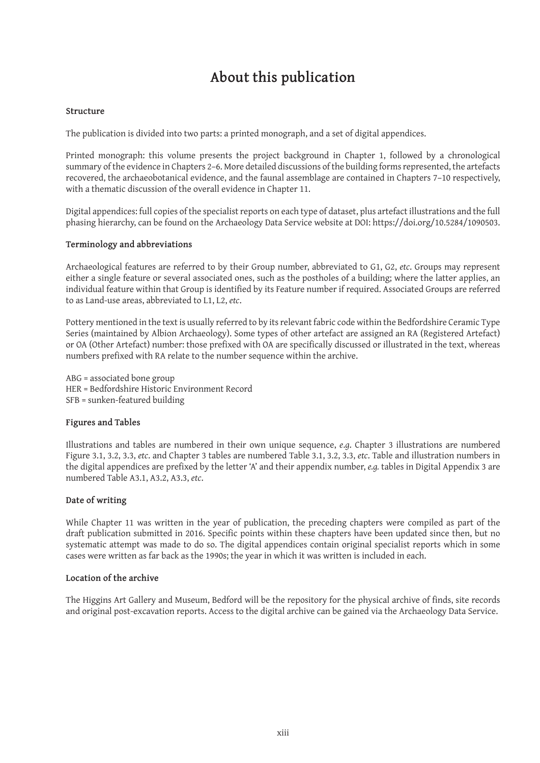# About this publication

### Structure

The publication is divided into two parts: a printed monograph, and a set of digital appendices.

Printed monograph: this volume presents the project background in Chapter 1, followed by a chronological summary of the evidence in Chapters 2–6. More detailed discussions of the building forms represented, the artefacts recovered, the archaeobotanical evidence, and the faunal assemblage are contained in Chapters 7–10 respectively, with a thematic discussion of the overall evidence in Chapter 11.

Digital appendices: full copies of the specialist reports on each type of dataset, plus artefact illustrations and the full phasing hierarchy, can be found on the Archaeology Data Service website at DOI: https://doi.org/10.5284/1090503.

### Terminology and abbreviations

Archaeological features are referred to by their Group number, abbreviated to G1, G2, *etc*. Groups may represent either a single feature or several associated ones, such as the postholes of a building; where the latter applies, an individual feature within that Group is identified by its Feature number if required. Associated Groups are referred to as Land-use areas, abbreviated to L1, L2, *etc*.

Pottery mentioned in the text is usually referred to by its relevant fabric code within the Bedfordshire Ceramic Type Series (maintained by Albion Archaeology). Some types of other artefact are assigned an RA (Registered Artefact) or OA (Other Artefact) number: those prefixed with OA are specifically discussed or illustrated in the text, whereas numbers prefixed with RA relate to the number sequence within the archive.

ABG = associated bone group
HER = Bedfordshire Historic Environment Record
SFB = sunken-featured building

### Figures and Tables

Illustrations and tables are numbered in their own unique sequence, *e.g.* Chapter 3 illustrations are numbered Figure 3.1, 3.2, 3.3, *etc*. and Chapter 3 tables are numbered Table 3.1, 3.2, 3.3, *etc*. Table and illustration numbers in the digital appendices are prefixed by the letter 'A' and their appendix number, *e.g.* tables in Digital Appendix 3 are numbered Table A3.1, A3.2, A3.3, *etc*.

### Date of writing

While Chapter 11 was written in the year of publication, the preceding chapters were compiled as part of the draft publication submitted in 2016. Specific points within these chapters have been updated since then, but no systematic attempt was made to do so. The digital appendices contain original specialist reports which in some cases were written as far back as the 1990s; the year in which it was written is included in each.

### Location of the archive

The Higgins Art Gallery and Museum, Bedford will be the repository for the physical archive of finds, site records and original post-excavation reports. Access to the digital archive can be gained via the Archaeology Data Service.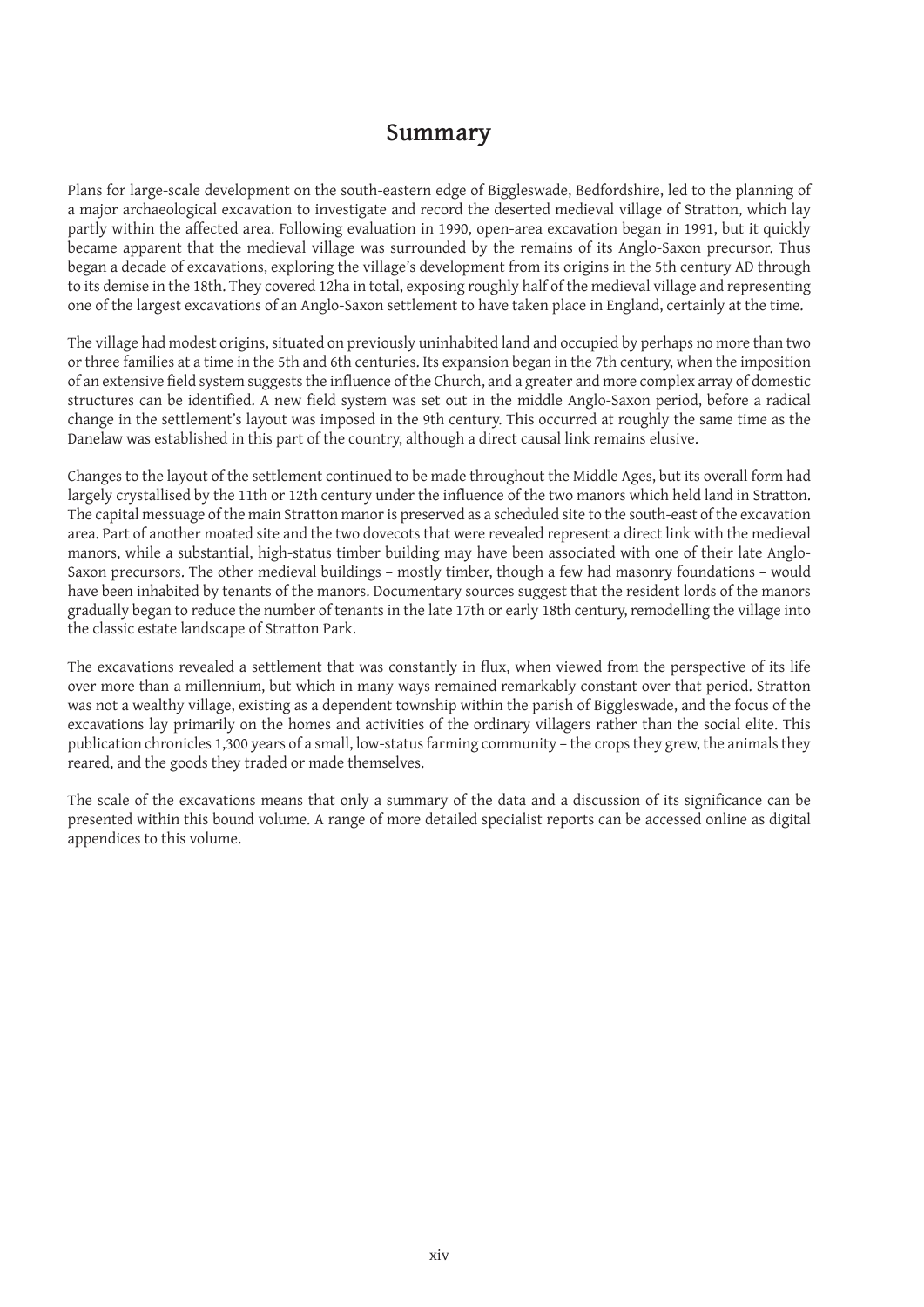# Summary

Plans for large-scale development on the south-eastern edge of Biggleswade, Bedfordshire, led to the planning of a major archaeological excavation to investigate and record the deserted medieval village of Stratton, which lay partly within the affected area. Following evaluation in 1990, open-area excavation began in 1991, but it quickly became apparent that the medieval village was surrounded by the remains of its Anglo-Saxon precursor. Thus began a decade of excavations, exploring the village's development from its origins in the 5th century AD through to its demise in the 18th. They covered 12ha in total, exposing roughly half of the medieval village and representing one of the largest excavations of an Anglo-Saxon settlement to have taken place in England, certainly at the time.

The village had modest origins, situated on previously uninhabited land and occupied by perhaps no more than two or three families at a time in the 5th and 6th centuries. Its expansion began in the 7th century, when the imposition of an extensive field system suggests the influence of the Church, and a greater and more complex array of domestic structures can be identified. A new field system was set out in the middle Anglo-Saxon period, before a radical change in the settlement's layout was imposed in the 9th century. This occurred at roughly the same time as the Danelaw was established in this part of the country, although a direct causal link remains elusive.

Changes to the layout of the settlement continued to be made throughout the Middle Ages, but its overall form had largely crystallised by the 11th or 12th century under the influence of the two manors which held land in Stratton. The capital messuage of the main Stratton manor is preserved as a scheduled site to the south-east of the excavation area. Part of another moated site and the two dovecots that were revealed represent a direct link with the medieval manors, while a substantial, high-status timber building may have been associated with one of their late Anglo-Saxon precursors. The other medieval buildings – mostly timber, though a few had masonry foundations – would have been inhabited by tenants of the manors. Documentary sources suggest that the resident lords of the manors gradually began to reduce the number of tenants in the late 17th or early 18th century, remodelling the village into the classic estate landscape of Stratton Park.

The excavations revealed a settlement that was constantly in flux, when viewed from the perspective of its life over more than a millennium, but which in many ways remained remarkably constant over that period. Stratton was not a wealthy village, existing as a dependent township within the parish of Biggleswade, and the focus of the excavations lay primarily on the homes and activities of the ordinary villagers rather than the social elite. This publication chronicles 1,300 years of a small, low-status farming community – the crops they grew, the animals they reared, and the goods they traded or made themselves.

The scale of the excavations means that only a summary of the data and a discussion of its significance can be presented within this bound volume. A range of more detailed specialist reports can be accessed online as digital appendices to this volume.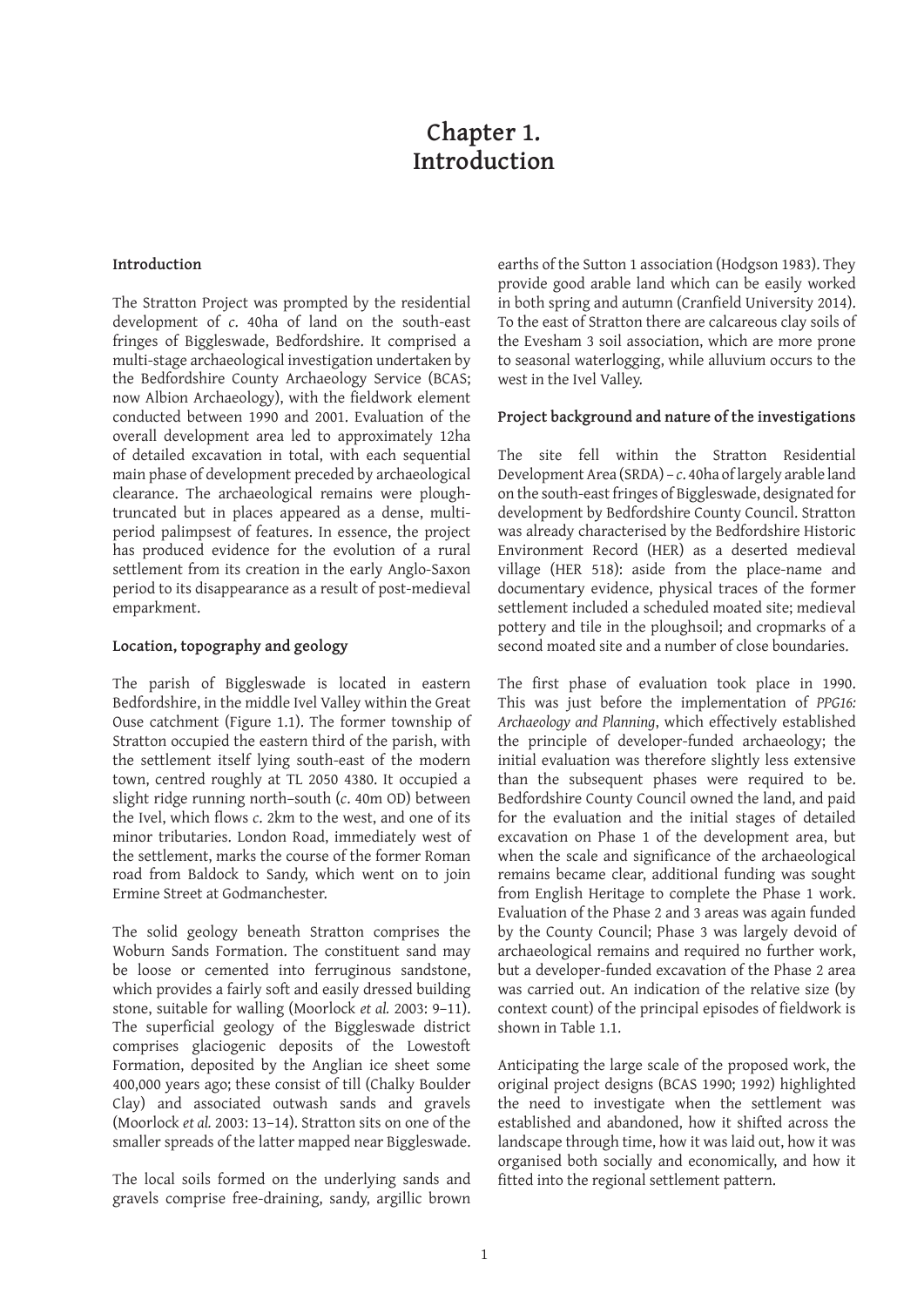# Chapter 1. Introduction

## Introduction

The Stratton Project was prompted by the residential development of *c.* 40ha of land on the south-east fringes of Biggleswade, Bedfordshire. It comprised a multi-stage archaeological investigation undertaken by the Bedfordshire County Archaeology Service (BCAS; now Albion Archaeology), with the fieldwork element conducted between 1990 and 2001. Evaluation of the overall development area led to approximately 12ha of detailed excavation in total, with each sequential main phase of development preceded by archaeological clearance. The archaeological remains were plough-truncated but in places appeared as a dense, multi-period palimpsest of features. In essence, the project has produced evidence for the evolution of a rural settlement from its creation in the early Anglo-Saxon period to its disappearance as a result of post-medieval emparkment.

## Location, topography and geology

The parish of Biggleswade is located in eastern Bedfordshire, in the middle Ivel Valley within the Great Ouse catchment (Figure 1.1). The former township of Stratton occupied the eastern third of the parish, with the settlement itself lying south-east of the modern town, centred roughly at TL 2050 4380. It occupied a slight ridge running north–south (*c*. 40m OD) between the Ivel, which flows *c*. 2km to the west, and one of its minor tributaries. London Road, immediately west of the settlement, marks the course of the former Roman road from Baldock to Sandy, which went on to join Ermine Street at Godmanchester.

The solid geology beneath Stratton comprises the Woburn Sands Formation. The constituent sand may be loose or cemented into ferruginous sandstone, which provides a fairly soft and easily dressed building stone, suitable for walling (Moorlock *et al.* 2003: 9–11). The superficial geology of the Biggleswade district comprises glaciogenic deposits of the Lowestoft Formation, deposited by the Anglian ice sheet some 400,000 years ago; these consist of till (Chalky Boulder Clay) and associated outwash sands and gravels (Moorlock *et al.* 2003: 13–14). Stratton sits on one of the smaller spreads of the latter mapped near Biggleswade.

The local soils formed on the underlying sands and gravels comprise free-draining, sandy, argillic brown earths of the Sutton 1 association (Hodgson 1983). They provide good arable land which can be easily worked in both spring and autumn (Cranfield University 2014). To the east of Stratton there are calcareous clay soils of the Evesham 3 soil association, which are more prone to seasonal waterlogging, while alluvium occurs to the west in the Ivel Valley.

## Project background and nature of the investigations

The site fell within the Stratton Residential Development Area (SRDA) – *c*. 40ha of largely arable land on the south-east fringes of Biggleswade, designated for development by Bedfordshire County Council. Stratton was already characterised by the Bedfordshire Historic Environment Record (HER) as a deserted medieval village (HER 518): aside from the place-name and documentary evidence, physical traces of the former settlement included a scheduled moated site; medieval pottery and tile in the ploughsoil; and cropmarks of a second moated site and a number of close boundaries.

The first phase of evaluation took place in 1990. This was just before the implementation of *PPG16: Archaeology and Planning*, which effectively established the principle of developer-funded archaeology; the initial evaluation was therefore slightly less extensive than the subsequent phases were required to be. Bedfordshire County Council owned the land, and paid for the evaluation and the initial stages of detailed excavation on Phase 1 of the development area, but when the scale and significance of the archaeological remains became clear, additional funding was sought from English Heritage to complete the Phase 1 work. Evaluation of the Phase 2 and 3 areas was again funded by the County Council; Phase 3 was largely devoid of archaeological remains and required no further work, but a developer-funded excavation of the Phase 2 area was carried out. An indication of the relative size (by context count) of the principal episodes of fieldwork is shown in Table 1.1.

Anticipating the large scale of the proposed work, the original project designs (BCAS 1990; 1992) highlighted the need to investigate when the settlement was established and abandoned, how it shifted across the landscape through time, how it was laid out, how it was organised both socially and economically, and how it fitted into the regional settlement pattern.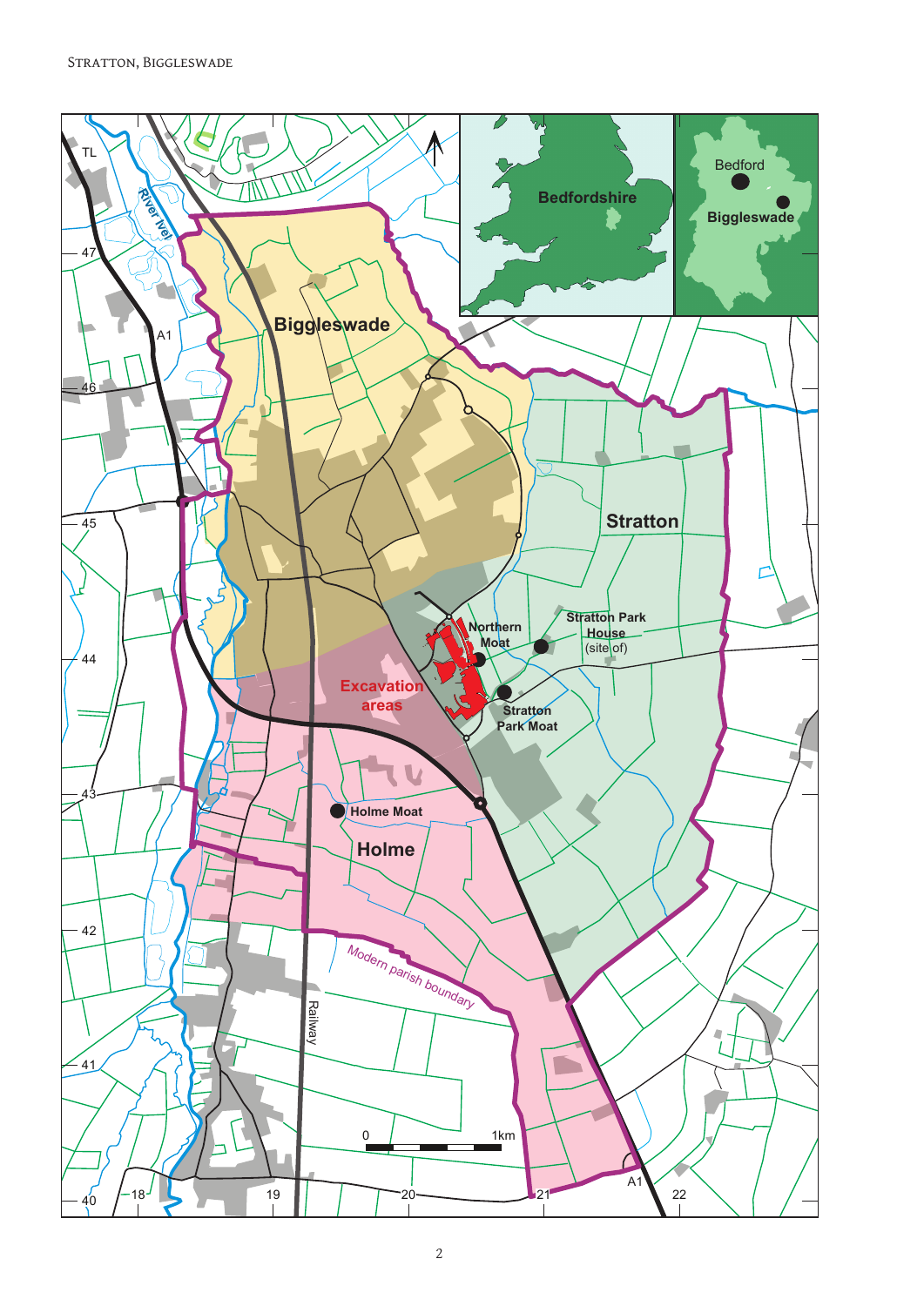TL

River Ivel

A1

Biggleswade

Bedfordshire

Bedford

Biggleswade

Stratton

Northern Moat

Stratton Park House (site of)

Excavation areas

Stratton Park Moat

Holme Moat

Holme

Modern parish boundary

Railway

0 1km

47

46

45

44

43

42

41

40

18

19

20

21

22

A1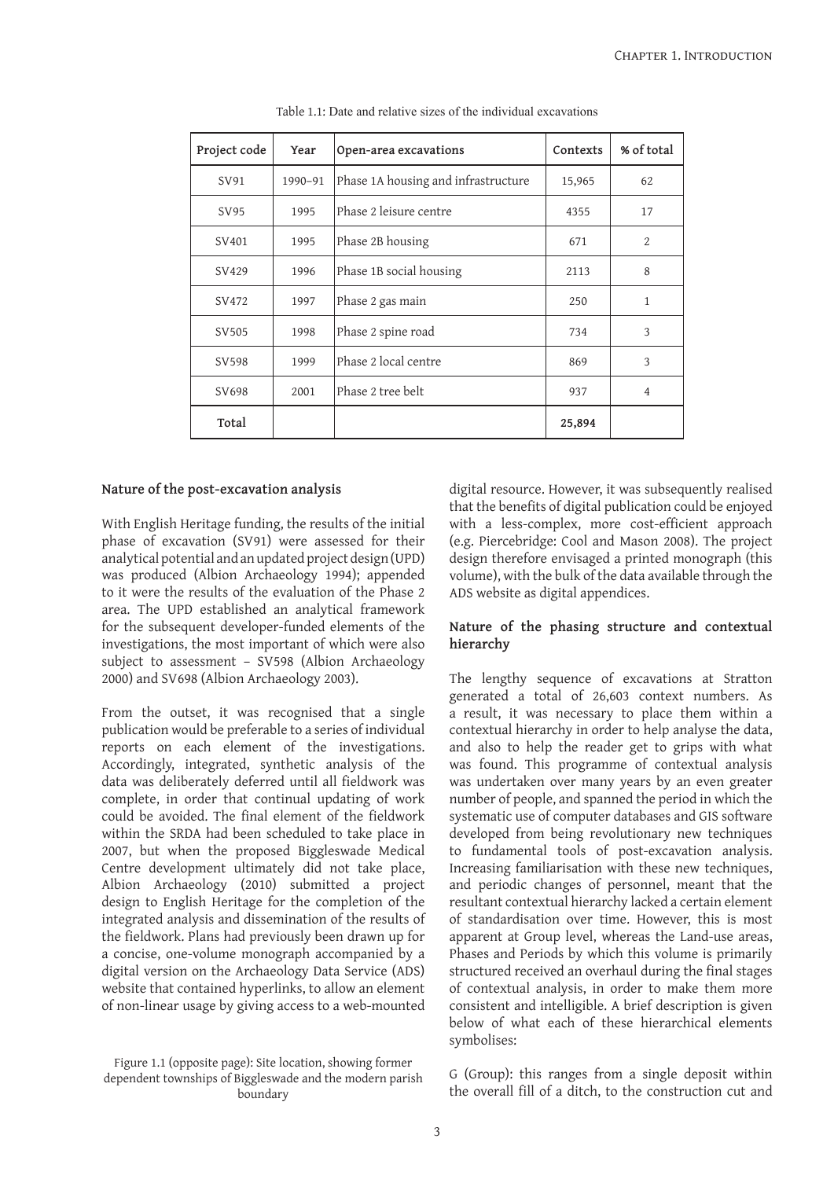Table 1.1: Date and relative sizes of the individual excavations

| Project code | Year | Open-area excavations | Contexts | % of total |
|---|---|---|---|---|
| SV91 | 1990–91 | Phase 1A housing and infrastructure | 15,965 | 62 |
| SV95 | 1995 | Phase 2 leisure centre | 4355 | 17 |
| SV401 | 1995 | Phase 2B housing | 671 | 2 |
| SV429 | 1996 | Phase 1B social housing | 2113 | 8 |
| SV472 | 1997 | Phase 2 gas main | 250 | 1 |
| SV505 | 1998 | Phase 2 spine road | 734 | 3 |
| SV598 | 1999 | Phase 2 local centre | 869 | 3 |
| SV698 | 2001 | Phase 2 tree belt | 937 | 4 |
| **Total** | | | **25,894** | |

**Nature of the post-excavation analysis**

With English Heritage funding, the results of the initial phase of excavation (SV91) were assessed for their analytical potential and an updated project design (UPD) was produced (Albion Archaeology 1994); appended to it were the results of the evaluation of the Phase 2 area. The UPD established an analytical framework for the subsequent developer-funded elements of the investigations, the most important of which were also subject to assessment – SV598 (Albion Archaeology 2000) and SV698 (Albion Archaeology 2003).

From the outset, it was recognised that a single publication would be preferable to a series of individual reports on each element of the investigations. Accordingly, integrated, synthetic analysis of the data was deliberately deferred until all fieldwork was complete, in order that continual updating of work could be avoided. The final element of the fieldwork within the SRDA had been scheduled to take place in 2007, but when the proposed Biggleswade Medical Centre development ultimately did not take place, Albion Archaeology (2010) submitted a project design to English Heritage for the completion of the integrated analysis and dissemination of the results of the fieldwork. Plans had previously been drawn up for a concise, one-volume monograph accompanied by a digital version on the Archaeology Data Service (ADS) website that contained hyperlinks, to allow an element of non-linear usage by giving access to a web-mounted digital resource. However, it was subsequently realised that the benefits of digital publication could be enjoyed with a less-complex, more cost-efficient approach (e.g. Piercebridge: Cool and Mason 2008). The project design therefore envisaged a printed monograph (this volume), with the bulk of the data available through the ADS website as digital appendices.

Figure 1.1 (opposite page): Site location, showing former dependent townships of Biggleswade and the modern parish boundary

**Nature of the phasing structure and contextual hierarchy**

The lengthy sequence of excavations at Stratton generated a total of 26,603 context numbers. As a result, it was necessary to place them within a contextual hierarchy in order to help analyse the data, and also to help the reader get to grips with what was found. This programme of contextual analysis was undertaken over many years by an even greater number of people, and spanned the period in which the systematic use of computer databases and GIS software developed from being revolutionary new techniques to fundamental tools of post-excavation analysis. Increasing familiarisation with these new techniques, and periodic changes of personnel, meant that the resultant contextual hierarchy lacked a certain element of standardisation over time. However, this is most apparent at Group level, whereas the Land-use areas, Phases and Periods by which this volume is primarily structured received an overhaul during the final stages of contextual analysis, in order to make them more consistent and intelligible. A brief description is given below of what each of these hierarchical elements symbolises:

G (Group): this ranges from a single deposit within the overall fill of a ditch, to the construction cut and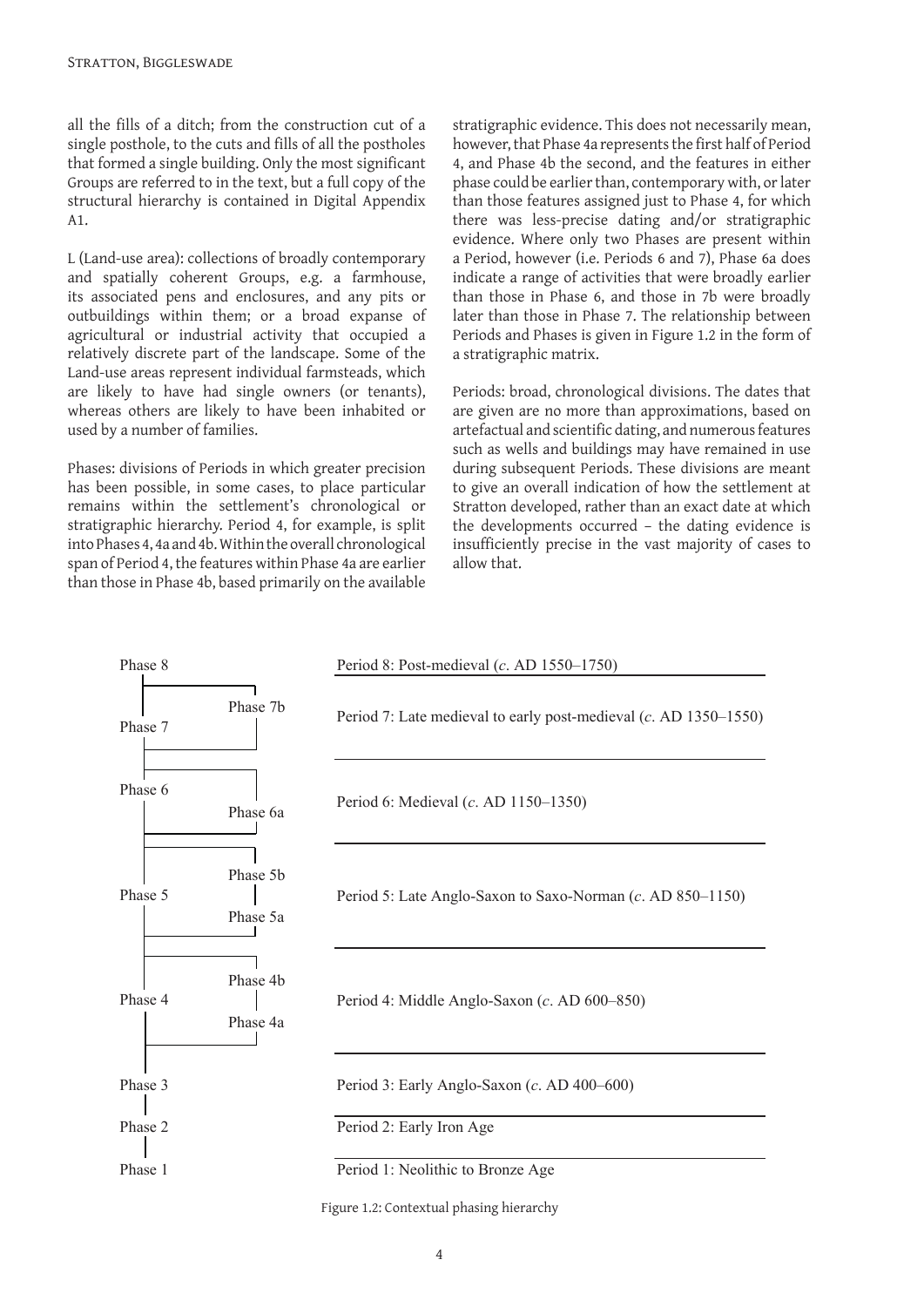all the fills of a ditch; from the construction cut of a single posthole, to the cuts and fills of all the postholes that formed a single building. Only the most significant Groups are referred to in the text, but a full copy of the structural hierarchy is contained in Digital Appendix A1.

L (Land-use area): collections of broadly contemporary and spatially coherent Groups, e.g. a farmhouse, its associated pens and enclosures, and any pits or outbuildings within them; or a broad expanse of agricultural or industrial activity that occupied a relatively discrete part of the landscape. Some of the Land-use areas represent individual farmsteads, which are likely to have had single owners (or tenants), whereas others are likely to have been inhabited or used by a number of families.

Phases: divisions of Periods in which greater precision has been possible, in some cases, to place particular remains within the settlement's chronological or stratigraphic hierarchy. Period 4, for example, is split into Phases 4, 4a and 4b. Within the overall chronological span of Period 4, the features within Phase 4a are earlier than those in Phase 4b, based primarily on the available stratigraphic evidence. This does not necessarily mean, however, that Phase 4a represents the first half of Period 4, and Phase 4b the second, and the features in either phase could be earlier than, contemporary with, or later than those features assigned just to Phase 4, for which there was less-precise dating and/or stratigraphic evidence. Where only two Phases are present within a Period, however (i.e. Periods 6 and 7), Phase 6a does indicate a range of activities that were broadly earlier than those in Phase 6, and those in 7b were broadly later than those in Phase 7. The relationship between Periods and Phases is given in Figure 1.2 in the form of a stratigraphic matrix.

Periods: broad, chronological divisions. The dates that are given are no more than approximations, based on artefactual and scientific dating, and numerous features such as wells and buildings may have remained in use during subsequent Periods. These divisions are meant to give an overall indication of how the settlement at Stratton developed, rather than an exact date at which the developments occurred – the dating evidence is insufficiently precise in the vast majority of cases to allow that.

| Phases | | Periods |
|---|---|---|
| Phase 8 | | Period 8: Post-medieval (*c*. AD 1550–1750) |
| Phase 7 | Phase 7b | Period 7: Late medieval to early post-medieval (*c*. AD 1350–1550) |
| Phase 6 | Phase 6a | Period 6: Medieval (*c*. AD 1150–1350) |
| Phase 5 | Phase 5b, Phase 5a | Period 5: Late Anglo-Saxon to Saxo-Norman (*c*. AD 850–1150) |
| Phase 4 | Phase 4b, Phase 4a | Period 4: Middle Anglo-Saxon (*c*. AD 600–850) |
| Phase 3 | | Period 3: Early Anglo-Saxon (*c*. AD 400–600) |
| Phase 2 | | Period 2: Early Iron Age |
| Phase 1 | | Period 1: Neolithic to Bronze Age |

Figure 1.2: Contextual phasing hierarchy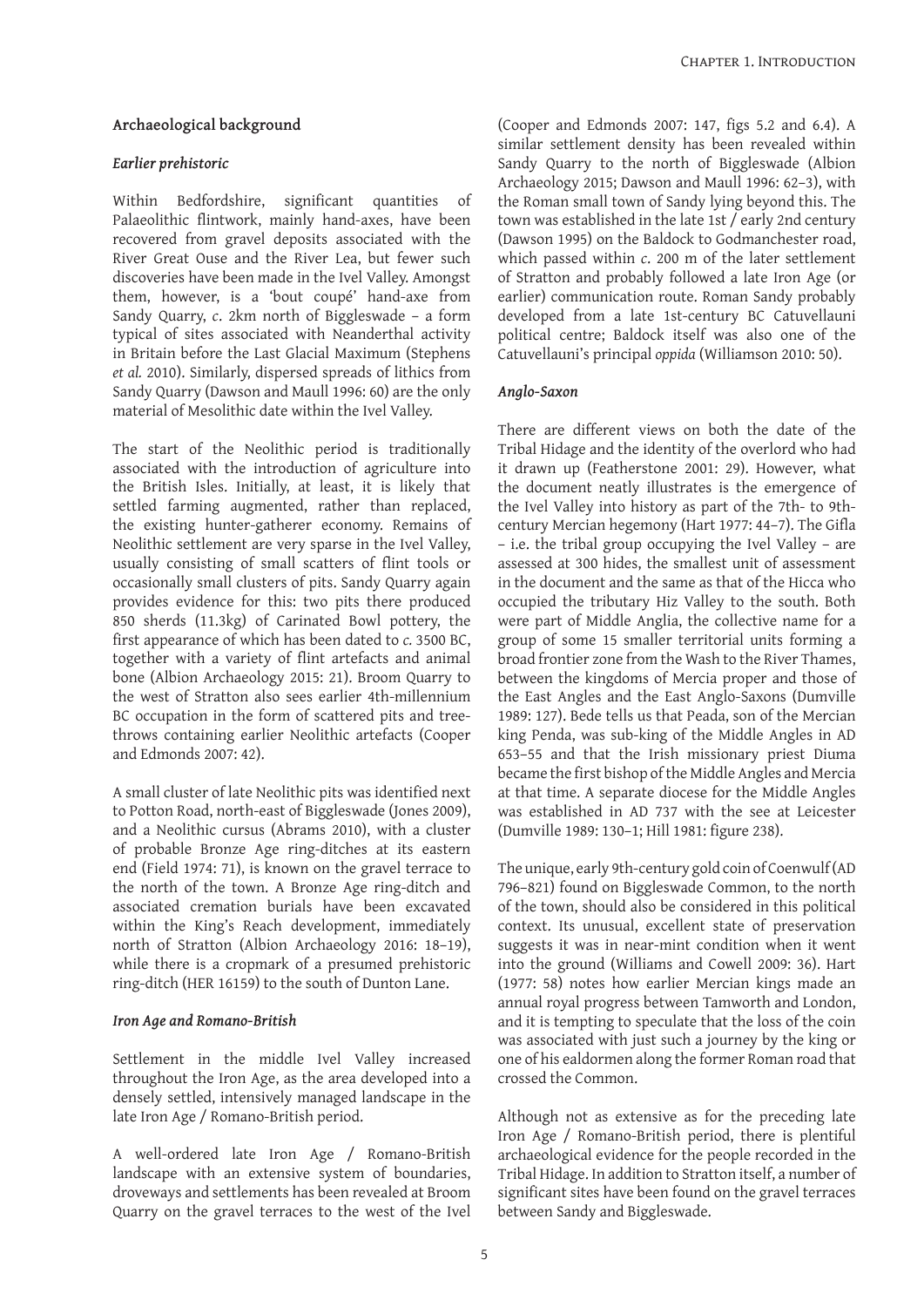### Archaeological background

#### *Earlier prehistoric*

Within Bedfordshire, significant quantities of Palaeolithic flintwork, mainly hand-axes, have been recovered from gravel deposits associated with the River Great Ouse and the River Lea, but fewer such discoveries have been made in the Ivel Valley. Amongst them, however, is a 'bout coupé' hand-axe from Sandy Quarry, *c*. 2km north of Biggleswade – a form typical of sites associated with Neanderthal activity in Britain before the Last Glacial Maximum (Stephens *et al.* 2010). Similarly, dispersed spreads of lithics from Sandy Quarry (Dawson and Maull 1996: 60) are the only material of Mesolithic date within the Ivel Valley.

The start of the Neolithic period is traditionally associated with the introduction of agriculture into the British Isles. Initially, at least, it is likely that settled farming augmented, rather than replaced, the existing hunter-gatherer economy. Remains of Neolithic settlement are very sparse in the Ivel Valley, usually consisting of small scatters of flint tools or occasionally small clusters of pits. Sandy Quarry again provides evidence for this: two pits there produced 850 sherds (11.3kg) of Carinated Bowl pottery, the first appearance of which has been dated to *c.* 3500 BC, together with a variety of flint artefacts and animal bone (Albion Archaeology 2015: 21). Broom Quarry to the west of Stratton also sees earlier 4th-millennium BC occupation in the form of scattered pits and tree-throws containing earlier Neolithic artefacts (Cooper and Edmonds 2007: 42).

A small cluster of late Neolithic pits was identified next to Potton Road, north-east of Biggleswade (Jones 2009), and a Neolithic cursus (Abrams 2010), with a cluster of probable Bronze Age ring-ditches at its eastern end (Field 1974: 71), is known on the gravel terrace to the north of the town. A Bronze Age ring-ditch and associated cremation burials have been excavated within the King's Reach development, immediately north of Stratton (Albion Archaeology 2016: 18–19), while there is a cropmark of a presumed prehistoric ring-ditch (HER 16159) to the south of Dunton Lane.

#### *Iron Age and Romano-British*

Settlement in the middle Ivel Valley increased throughout the Iron Age, as the area developed into a densely settled, intensively managed landscape in the late Iron Age / Romano-British period.

A well-ordered late Iron Age / Romano-British landscape with an extensive system of boundaries, droveways and settlements has been revealed at Broom Quarry on the gravel terraces to the west of the Ivel (Cooper and Edmonds 2007: 147, figs 5.2 and 6.4). A similar settlement density has been revealed within Sandy Quarry to the north of Biggleswade (Albion Archaeology 2015; Dawson and Maull 1996: 62–3), with the Roman small town of Sandy lying beyond this. The town was established in the late 1st / early 2nd century (Dawson 1995) on the Baldock to Godmanchester road, which passed within *c*. 200 m of the later settlement of Stratton and probably followed a late Iron Age (or earlier) communication route. Roman Sandy probably developed from a late 1st-century BC Catuvellauni political centre; Baldock itself was also one of the Catuvellauni's principal *oppida* (Williamson 2010: 50).

#### *Anglo-Saxon*

There are different views on both the date of the Tribal Hidage and the identity of the overlord who had it drawn up (Featherstone 2001: 29). However, what the document neatly illustrates is the emergence of the Ivel Valley into history as part of the 7th- to 9th-century Mercian hegemony (Hart 1977: 44–7). The Gifla – i.e. the tribal group occupying the Ivel Valley – are assessed at 300 hides, the smallest unit of assessment in the document and the same as that of the Hicca who occupied the tributary Hiz Valley to the south. Both were part of Middle Anglia, the collective name for a group of some 15 smaller territorial units forming a broad frontier zone from the Wash to the River Thames, between the kingdoms of Mercia proper and those of the East Angles and the East Anglo-Saxons (Dumville 1989: 127). Bede tells us that Peada, son of the Mercian king Penda, was sub-king of the Middle Angles in AD 653–55 and that the Irish missionary priest Diuma became the first bishop of the Middle Angles and Mercia at that time. A separate diocese for the Middle Angles was established in AD 737 with the see at Leicester (Dumville 1989: 130–1; Hill 1981: figure 238).

The unique, early 9th-century gold coin of Coenwulf (AD 796–821) found on Biggleswade Common, to the north of the town, should also be considered in this political context. Its unusual, excellent state of preservation suggests it was in near-mint condition when it went into the ground (Williams and Cowell 2009: 36). Hart (1977: 58) notes how earlier Mercian kings made an annual royal progress between Tamworth and London, and it is tempting to speculate that the loss of the coin was associated with just such a journey by the king or one of his ealdormen along the former Roman road that crossed the Common.

Although not as extensive as for the preceding late Iron Age / Romano-British period, there is plentiful archaeological evidence for the people recorded in the Tribal Hidage. In addition to Stratton itself, a number of significant sites have been found on the gravel terraces between Sandy and Biggleswade.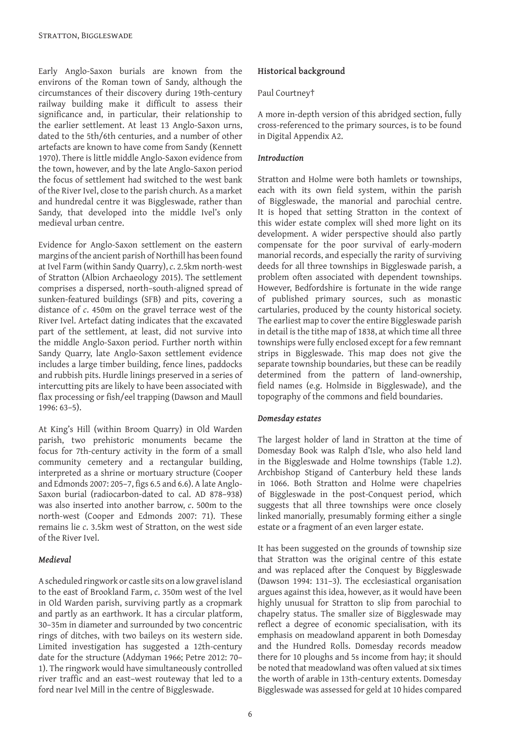Early Anglo-Saxon burials are known from the environs of the Roman town of Sandy, although the circumstances of their discovery during 19th-century railway building make it difficult to assess their significance and, in particular, their relationship to the earlier settlement. At least 13 Anglo-Saxon urns, dated to the 5th/6th centuries, and a number of other artefacts are known to have come from Sandy (Kennett 1970). There is little middle Anglo-Saxon evidence from the town, however, and by the late Anglo-Saxon period the focus of settlement had switched to the west bank of the River Ivel, close to the parish church. As a market and hundredal centre it was Biggleswade, rather than Sandy, that developed into the middle Ivel's only medieval urban centre.

Evidence for Anglo-Saxon settlement on the eastern margins of the ancient parish of Northill has been found at Ivel Farm (within Sandy Quarry), *c*. 2.5km north-west of Stratton (Albion Archaeology 2015). The settlement comprises a dispersed, north–south-aligned spread of sunken-featured buildings (SFB) and pits, covering a distance of *c*. 450m on the gravel terrace west of the River Ivel. Artefact dating indicates that the excavated part of the settlement, at least, did not survive into the middle Anglo-Saxon period. Further north within Sandy Quarry, late Anglo-Saxon settlement evidence includes a large timber building, fence lines, paddocks and rubbish pits. Hurdle linings preserved in a series of intercutting pits are likely to have been associated with flax processing or fish/eel trapping (Dawson and Maull 1996: 63–5).

At King's Hill (within Broom Quarry) in Old Warden parish, two prehistoric monuments became the focus for 7th-century activity in the form of a small community cemetery and a rectangular building, interpreted as a shrine or mortuary structure (Cooper and Edmonds 2007: 205–7, figs 6.5 and 6.6). A late Anglo-Saxon burial (radiocarbon-dated to cal. AD 878–938) was also inserted into another barrow, *c*. 500m to the north-west (Cooper and Edmonds 2007: 71). These remains lie *c*. 3.5km west of Stratton, on the west side of the River Ivel.

### *Medieval*

A scheduled ringwork or castle sits on a low gravel island to the east of Brookland Farm, *c*. 350m west of the Ivel in Old Warden parish, surviving partly as a cropmark and partly as an earthwork. It has a circular platform, 30–35m in diameter and surrounded by two concentric rings of ditches, with two baileys on its western side. Limited investigation has suggested a 12th-century date for the structure (Addyman 1966; Petre 2012: 70–1). The ringwork would have simultaneously controlled river traffic and an east–west routeway that led to a ford near Ivel Mill in the centre of Biggleswade.

## Historical background

Paul Courtney†

A more in-depth version of this abridged section, fully cross-referenced to the primary sources, is to be found in Digital Appendix A2.

### *Introduction*

Stratton and Holme were both hamlets or townships, each with its own field system, within the parish of Biggleswade, the manorial and parochial centre. It is hoped that setting Stratton in the context of this wider estate complex will shed more light on its development. A wider perspective should also partly compensate for the poor survival of early-modern manorial records, and especially the rarity of surviving deeds for all three townships in Biggleswade parish, a problem often associated with dependent townships. However, Bedfordshire is fortunate in the wide range of published primary sources, such as monastic cartularies, produced by the county historical society. The earliest map to cover the entire Biggleswade parish in detail is the tithe map of 1838, at which time all three townships were fully enclosed except for a few remnant strips in Biggleswade. This map does not give the separate township boundaries, but these can be readily determined from the pattern of land-ownership, field names (e.g. Holmside in Biggleswade), and the topography of the commons and field boundaries.

### *Domesday estates*

The largest holder of land in Stratton at the time of Domesday Book was Ralph d'Isle, who also held land in the Biggleswade and Holme townships (Table 1.2). Archbishop Stigand of Canterbury held these lands in 1066. Both Stratton and Holme were chapelries of Biggleswade in the post-Conquest period, which suggests that all three townships were once closely linked manorially, presumably forming either a single estate or a fragment of an even larger estate.

It has been suggested on the grounds of township size that Stratton was the original centre of this estate and was replaced after the Conquest by Biggleswade (Dawson 1994: 131–3). The ecclesiastical organisation argues against this idea, however, as it would have been highly unusual for Stratton to slip from parochial to chapelry status. The smaller size of Biggleswade may reflect a degree of economic specialisation, with its emphasis on meadowland apparent in both Domesday and the Hundred Rolls. Domesday records meadow there for 10 ploughs and 5s income from hay; it should be noted that meadowland was often valued at six times the worth of arable in 13th-century extents. Domesday Biggleswade was assessed for geld at 10 hides compared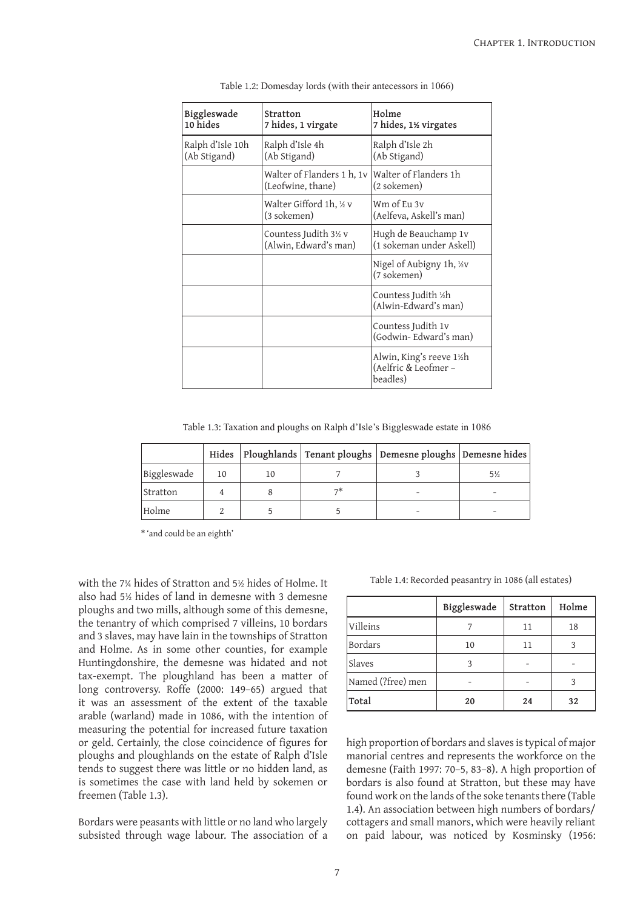Table 1.2: Domesday lords (with their antecessors in 1066)

| Biggleswade 10 hides | Stratton 7 hides, 1 virgate | Holme 7 hides, 1½ virgates |
|---|---|---|
| Ralph d'Isle 10h (Ab Stigand) | Ralph d'Isle 4h (Ab Stigand) | Ralph d'Isle 2h (Ab Stigand) |
| | Walter of Flanders 1 h, 1v (Leofwine, thane) | Walter of Flanders 1h (2 sokemen) |
| | Walter Gifford 1h, ½ v (3 sokemen) | Wm of Eu 3v (Aelfeva, Askell's man) |
| | Countess Judith 3½ v (Alwin, Edward's man) | Hugh de Beauchamp 1v (1 sokeman under Askell) |
| | | Nigel of Aubigny 1h, ½v (7 sokemen) |
| | | Countess Judith ½h (Alwin-Edward's man) |
| | | Countess Judith 1v (Godwin- Edward's man) |
| | | Alwin, King's reeve 1½h (Aelfric & Leofmer – beadles) |

Table 1.3: Taxation and ploughs on Ralph d'Isle's Biggleswade estate in 1086

| | Hides | Ploughlands | Tenant ploughs | Demesne ploughs | Demesne hides |
|---|---|---|---|---|---|
| Biggleswade | 10 | 10 | 7 | 3 | 5½ |
| Stratton | 4 | 8 | 7* | - | - |
| Holme | 2 | 5 | 5 | - | - |

* 'and could be an eighth'

with the 7¼ hides of Stratton and 5½ hides of Holme. It also had 5½ hides of land in demesne with 3 demesne ploughs and two mills, although some of this demesne, the tenantry of which comprised 7 villeins, 10 bordars and 3 slaves, may have lain in the townships of Stratton and Holme. As in some other counties, for example Huntingdonshire, the demesne was hidated and not tax-exempt. The ploughland has been a matter of long controversy. Roffe (2000: 149–65) argued that it was an assessment of the extent of the taxable arable (warland) made in 1086, with the intention of measuring the potential for increased future taxation or geld. Certainly, the close coincidence of figures for ploughs and ploughlands on the estate of Ralph d'Isle tends to suggest there was little or no hidden land, as is sometimes the case with land held by sokemen or freemen (Table 1.3).

Bordars were peasants with little or no land who largely subsisted through wage labour. The association of a high proportion of bordars and slaves is typical of major manorial centres and represents the workforce on the demesne (Faith 1997: 70–5, 83–8). A high proportion of bordars is also found at Stratton, but these may have found work on the lands of the soke tenants there (Table 1.4). An association between high numbers of bordars/cottagers and small manors, which were heavily reliant on paid labour, was noticed by Kosminsky (1956:

Table 1.4: Recorded peasantry in 1086 (all estates)

| | Biggleswade | Stratton | Holme |
|---|---|---|---|
| Villeins | 7 | 11 | 18 |
| Bordars | 10 | 11 | 3 |
| Slaves | 3 | - | - |
| Named (?free) men | - | - | 3 |
| **Total** | **20** | **24** | **32** |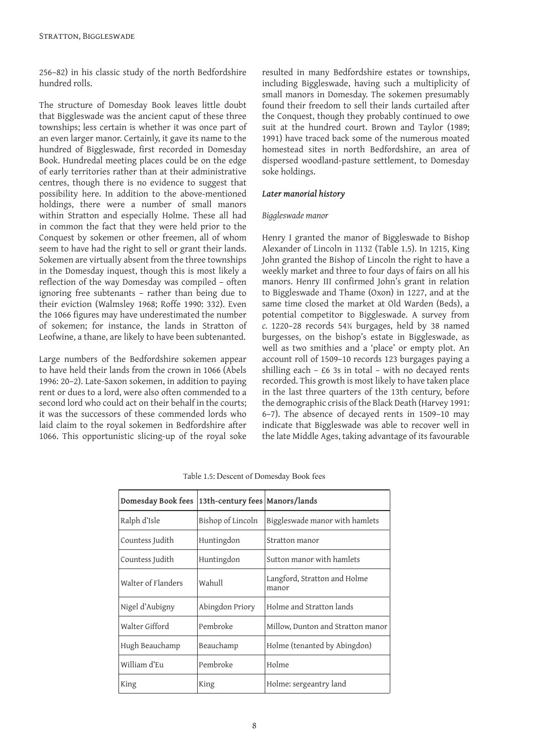256–82) in his classic study of the north Bedfordshire hundred rolls.

The structure of Domesday Book leaves little doubt that Biggleswade was the ancient caput of these three townships; less certain is whether it was once part of an even larger manor. Certainly, it gave its name to the hundred of Biggleswade, first recorded in Domesday Book. Hundredal meeting places could be on the edge of early territories rather than at their administrative centres, though there is no evidence to suggest that possibility here. In addition to the above-mentioned holdings, there were a number of small manors within Stratton and especially Holme. These all had in common the fact that they were held prior to the Conquest by sokemen or other freemen, all of whom seem to have had the right to sell or grant their lands. Sokemen are virtually absent from the three townships in the Domesday inquest, though this is most likely a reflection of the way Domesday was compiled – often ignoring free subtenants – rather than being due to their eviction (Walmsley 1968; Roffe 1990: 332). Even the 1066 figures may have underestimated the number of sokemen; for instance, the lands in Stratton of Leofwine, a thane, are likely to have been subtenanted.

Large numbers of the Bedfordshire sokemen appear to have held their lands from the crown in 1066 (Abels 1996: 20–2). Late-Saxon sokemen, in addition to paying rent or dues to a lord, were also often commended to a second lord who could act on their behalf in the courts; it was the successors of these commended lords who laid claim to the royal sokemen in Bedfordshire after 1066. This opportunistic slicing-up of the royal soke resulted in many Bedfordshire estates or townships, including Biggleswade, having such a multiplicity of small manors in Domesday. The sokemen presumably found their freedom to sell their lands curtailed after the Conquest, though they probably continued to owe suit at the hundred court. Brown and Taylor (1989; 1991) have traced back some of the numerous moated homestead sites in north Bedfordshire, an area of dispersed woodland-pasture settlement, to Domesday soke holdings.

#### *Later manorial history*

##### *Biggleswade manor*

Henry I granted the manor of Biggleswade to Bishop Alexander of Lincoln in 1132 (Table 1.5). In 1215, King John granted the Bishop of Lincoln the right to have a weekly market and three to four days of fairs on all his manors. Henry III confirmed John's grant in relation to Biggleswade and Thame (Oxon) in 1227, and at the same time closed the market at Old Warden (Beds), a potential competitor to Biggleswade. A survey from *c.* 1220–28 records 54¾ burgages, held by 38 named burgesses, on the bishop's estate in Biggleswade, as well as two smithies and a 'place' or empty plot. An account roll of 1509–10 records 123 burgages paying a shilling each – £6 3s in total – with no decayed rents recorded. This growth is most likely to have taken place in the last three quarters of the 13th century, before the demographic crisis of the Black Death (Harvey 1991: 6–7). The absence of decayed rents in 1509–10 may indicate that Biggleswade was able to recover well in the late Middle Ages, taking advantage of its favourable

Table 1.5: Descent of Domesday Book fees

| Domesday Book fees | 13th-century fees | Manors/lands |
|---|---|---|
| Ralph d'Isle | Bishop of Lincoln | Biggleswade manor with hamlets |
| Countess Judith | Huntingdon | Stratton manor |
| Countess Judith | Huntingdon | Sutton manor with hamlets |
| Walter of Flanders | Wahull | Langford, Stratton and Holme manor |
| Nigel d'Aubigny | Abingdon Priory | Holme and Stratton lands |
| Walter Gifford | Pembroke | Millow, Dunton and Stratton manor |
| Hugh Beauchamp | Beauchamp | Holme (tenanted by Abingdon) |
| William d'Eu | Pembroke | Holme |
| King | King | Holme: sergeantry land |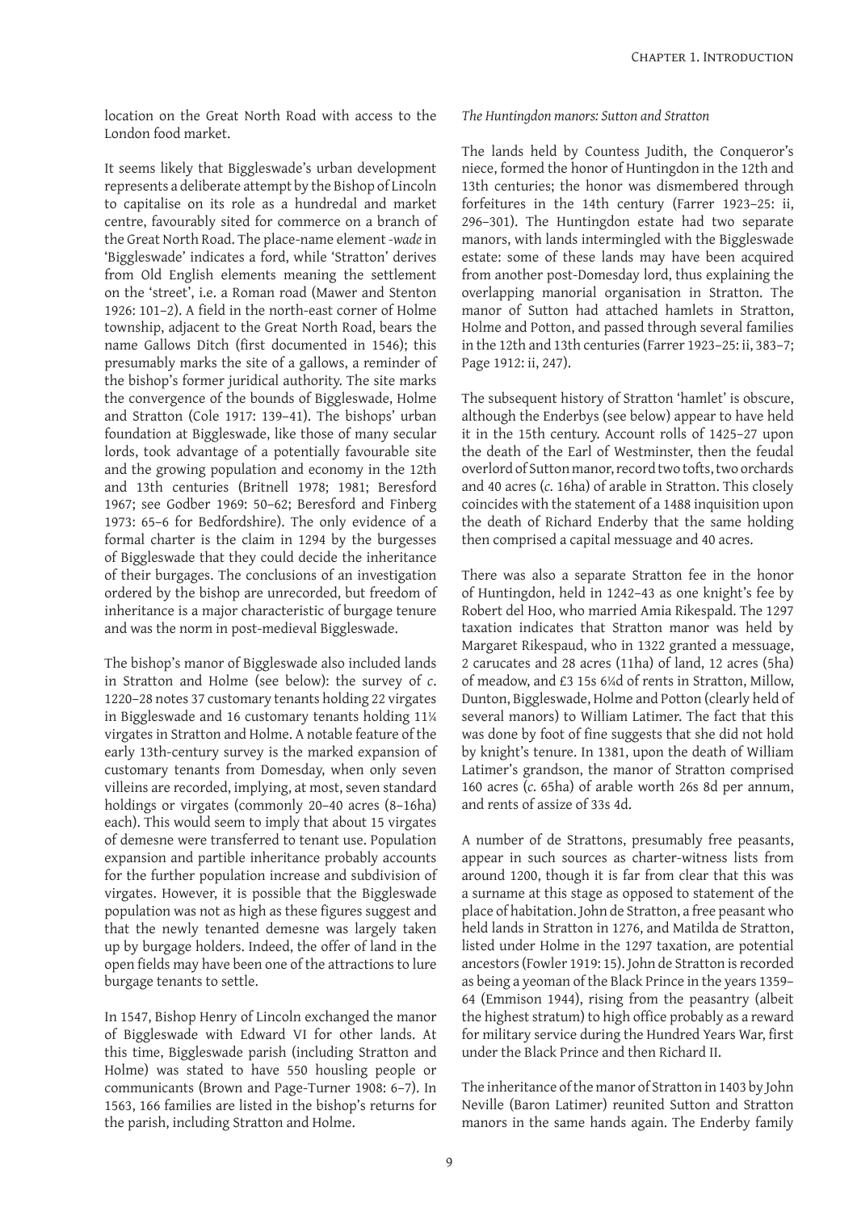location on the Great North Road with access to the London food market.

It seems likely that Biggleswade's urban development represents a deliberate attempt by the Bishop of Lincoln to capitalise on its role as a hundredal and market centre, favourably sited for commerce on a branch of the Great North Road. The place-name element *-wade* in 'Biggleswade' indicates a ford, while 'Stratton' derives from Old English elements meaning the settlement on the 'street', i.e. a Roman road (Mawer and Stenton 1926: 101–2). A field in the north-east corner of Holme township, adjacent to the Great North Road, bears the name Gallows Ditch (first documented in 1546); this presumably marks the site of a gallows, a reminder of the bishop's former juridical authority. The site marks the convergence of the bounds of Biggleswade, Holme and Stratton (Cole 1917: 139–41). The bishops' urban foundation at Biggleswade, like those of many secular lords, took advantage of a potentially favourable site and the growing population and economy in the 12th and 13th centuries (Britnell 1978; 1981; Beresford 1967; see Godber 1969: 50–62; Beresford and Finberg 1973: 65–6 for Bedfordshire). The only evidence of a formal charter is the claim in 1294 by the burgesses of Biggleswade that they could decide the inheritance of their burgages. The conclusions of an investigation ordered by the bishop are unrecorded, but freedom of inheritance is a major characteristic of burgage tenure and was the norm in post-medieval Biggleswade.

The bishop's manor of Biggleswade also included lands in Stratton and Holme (see below): the survey of *c*. 1220–28 notes 37 customary tenants holding 22 virgates in Biggleswade and 16 customary tenants holding 11¼ virgates in Stratton and Holme. A notable feature of the early 13th-century survey is the marked expansion of customary tenants from Domesday, when only seven villeins are recorded, implying, at most, seven standard holdings or virgates (commonly 20–40 acres (8–16ha) each). This would seem to imply that about 15 virgates of demesne were transferred to tenant use. Population expansion and partible inheritance probably accounts for the further population increase and subdivision of virgates. However, it is possible that the Biggleswade population was not as high as these figures suggest and that the newly tenanted demesne was largely taken up by burgage holders. Indeed, the offer of land in the open fields may have been one of the attractions to lure burgage tenants to settle.

In 1547, Bishop Henry of Lincoln exchanged the manor of Biggleswade with Edward VI for other lands. At this time, Biggleswade parish (including Stratton and Holme) was stated to have 550 housling people or communicants (Brown and Page-Turner 1908: 6–7). In 1563, 166 families are listed in the bishop's returns for the parish, including Stratton and Holme.

*The Huntingdon manors: Sutton and Stratton*

The lands held by Countess Judith, the Conqueror's niece, formed the honor of Huntingdon in the 12th and 13th centuries; the honor was dismembered through forfeitures in the 14th century (Farrer 1923–25: ii, 296–301). The Huntingdon estate had two separate manors, with lands intermingled with the Biggleswade estate: some of these lands may have been acquired from another post-Domesday lord, thus explaining the overlapping manorial organisation in Stratton. The manor of Sutton had attached hamlets in Stratton, Holme and Potton, and passed through several families in the 12th and 13th centuries (Farrer 1923–25: ii, 383–7; Page 1912: ii, 247).

The subsequent history of Stratton 'hamlet' is obscure, although the Enderbys (see below) appear to have held it in the 15th century. Account rolls of 1425–27 upon the death of the Earl of Westminster, then the feudal overlord of Sutton manor, record two tofts, two orchards and 40 acres (*c*. 16ha) of arable in Stratton. This closely coincides with the statement of a 1488 inquisition upon the death of Richard Enderby that the same holding then comprised a capital messuage and 40 acres.

There was also a separate Stratton fee in the honor of Huntingdon, held in 1242–43 as one knight's fee by Robert del Hoo, who married Amia Rikespald. The 1297 taxation indicates that Stratton manor was held by Margaret Rikespaud, who in 1322 granted a messuage, 2 carucates and 28 acres (11ha) of land, 12 acres (5ha) of meadow, and £3 15s 6¼d of rents in Stratton, Millow, Dunton, Biggleswade, Holme and Potton (clearly held of several manors) to William Latimer. The fact that this was done by foot of fine suggests that she did not hold by knight's tenure. In 1381, upon the death of William Latimer's grandson, the manor of Stratton comprised 160 acres (*c*. 65ha) of arable worth 26s 8d per annum, and rents of assize of 33s 4d.

A number of de Strattons, presumably free peasants, appear in such sources as charter-witness lists from around 1200, though it is far from clear that this was a surname at this stage as opposed to statement of the place of habitation. John de Stratton, a free peasant who held lands in Stratton in 1276, and Matilda de Stratton, listed under Holme in the 1297 taxation, are potential ancestors (Fowler 1919: 15). John de Stratton is recorded as being a yeoman of the Black Prince in the years 1359–64 (Emmison 1944), rising from the peasantry (albeit the highest stratum) to high office probably as a reward for military service during the Hundred Years War, first under the Black Prince and then Richard II.

The inheritance of the manor of Stratton in 1403 by John Neville (Baron Latimer) reunited Sutton and Stratton manors in the same hands again. The Enderby family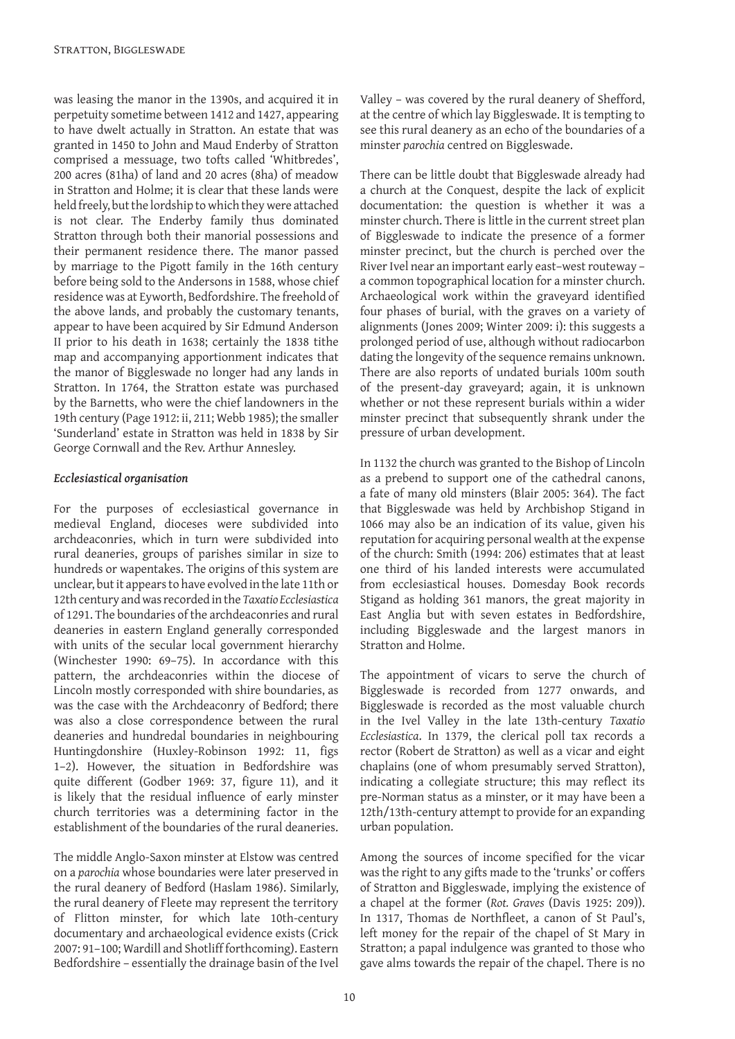was leasing the manor in the 1390s, and acquired it in perpetuity sometime between 1412 and 1427, appearing to have dwelt actually in Stratton. An estate that was granted in 1450 to John and Maud Enderby of Stratton comprised a messuage, two tofts called 'Whitbredes', 200 acres (81ha) of land and 20 acres (8ha) of meadow in Stratton and Holme; it is clear that these lands were held freely, but the lordship to which they were attached is not clear. The Enderby family thus dominated Stratton through both their manorial possessions and their permanent residence there. The manor passed by marriage to the Pigott family in the 16th century before being sold to the Andersons in 1588, whose chief residence was at Eyworth, Bedfordshire. The freehold of the above lands, and probably the customary tenants, appear to have been acquired by Sir Edmund Anderson II prior to his death in 1638; certainly the 1838 tithe map and accompanying apportionment indicates that the manor of Biggleswade no longer had any lands in Stratton. In 1764, the Stratton estate was purchased by the Barnetts, who were the chief landowners in the 19th century (Page 1912: ii, 211; Webb 1985); the smaller 'Sunderland' estate in Stratton was held in 1838 by Sir George Cornwall and the Rev. Arthur Annesley.

### *Ecclesiastical organisation*

For the purposes of ecclesiastical governance in medieval England, dioceses were subdivided into archdeaconries, which in turn were subdivided into rural deaneries, groups of parishes similar in size to hundreds or wapentakes. The origins of this system are unclear, but it appears to have evolved in the late 11th or 12th century and was recorded in the *Taxatio Ecclesiastica* of 1291. The boundaries of the archdeaconries and rural deaneries in eastern England generally corresponded with units of the secular local government hierarchy (Winchester 1990: 69–75). In accordance with this pattern, the archdeaconries within the diocese of Lincoln mostly corresponded with shire boundaries, as was the case with the Archdeaconry of Bedford; there was also a close correspondence between the rural deaneries and hundredal boundaries in neighbouring Huntingdonshire (Huxley-Robinson 1992: 11, figs 1–2). However, the situation in Bedfordshire was quite different (Godber 1969: 37, figure 11), and it is likely that the residual influence of early minster church territories was a determining factor in the establishment of the boundaries of the rural deaneries.

The middle Anglo-Saxon minster at Elstow was centred on a *parochia* whose boundaries were later preserved in the rural deanery of Bedford (Haslam 1986). Similarly, the rural deanery of Fleete may represent the territory of Flitton minster, for which late 10th-century documentary and archaeological evidence exists (Crick 2007: 91–100; Wardill and Shotliff forthcoming). Eastern Bedfordshire – essentially the drainage basin of the Ivel Valley – was covered by the rural deanery of Shefford, at the centre of which lay Biggleswade. It is tempting to see this rural deanery as an echo of the boundaries of a minster *parochia* centred on Biggleswade.

There can be little doubt that Biggleswade already had a church at the Conquest, despite the lack of explicit documentation: the question is whether it was a minster church. There is little in the current street plan of Biggleswade to indicate the presence of a former minster precinct, but the church is perched over the River Ivel near an important early east–west routeway – a common topographical location for a minster church. Archaeological work within the graveyard identified four phases of burial, with the graves on a variety of alignments (Jones 2009; Winter 2009: i): this suggests a prolonged period of use, although without radiocarbon dating the longevity of the sequence remains unknown. There are also reports of undated burials 100m south of the present-day graveyard; again, it is unknown whether or not these represent burials within a wider minster precinct that subsequently shrank under the pressure of urban development.

In 1132 the church was granted to the Bishop of Lincoln as a prebend to support one of the cathedral canons, a fate of many old minsters (Blair 2005: 364). The fact that Biggleswade was held by Archbishop Stigand in 1066 may also be an indication of its value, given his reputation for acquiring personal wealth at the expense of the church: Smith (1994: 206) estimates that at least one third of his landed interests were accumulated from ecclesiastical houses. Domesday Book records Stigand as holding 361 manors, the great majority in East Anglia but with seven estates in Bedfordshire, including Biggleswade and the largest manors in Stratton and Holme.

The appointment of vicars to serve the church of Biggleswade is recorded from 1277 onwards, and Biggleswade is recorded as the most valuable church in the Ivel Valley in the late 13th-century *Taxatio Ecclesiastica*. In 1379, the clerical poll tax records a rector (Robert de Stratton) as well as a vicar and eight chaplains (one of whom presumably served Stratton), indicating a collegiate structure; this may reflect its pre-Norman status as a minster, or it may have been a 12th/13th-century attempt to provide for an expanding urban population.

Among the sources of income specified for the vicar was the right to any gifts made to the 'trunks' or coffers of Stratton and Biggleswade, implying the existence of a chapel at the former (*Rot. Graves* (Davis 1925: 209)). In 1317, Thomas de Northfleet, a canon of St Paul's, left money for the repair of the chapel of St Mary in Stratton; a papal indulgence was granted to those who gave alms towards the repair of the chapel. There is no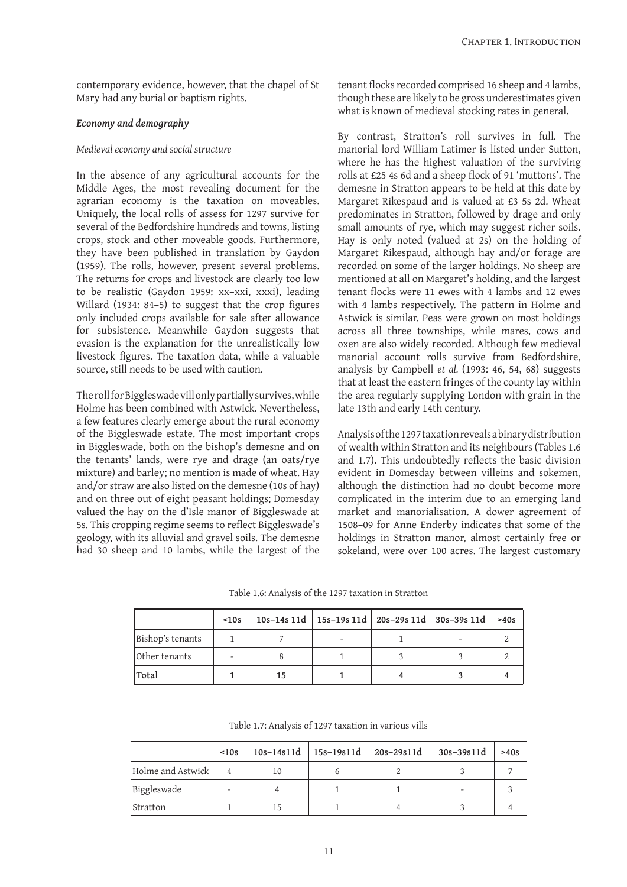contemporary evidence, however, that the chapel of St Mary had any burial or baptism rights.

### *Economy and demography*

#### *Medieval economy and social structure*

In the absence of any agricultural accounts for the Middle Ages, the most revealing document for the agrarian economy is the taxation on moveables. Uniquely, the local rolls of assess for 1297 survive for several of the Bedfordshire hundreds and towns, listing crops, stock and other moveable goods. Furthermore, they have been published in translation by Gaydon (1959). The rolls, however, present several problems. The returns for crops and livestock are clearly too low to be realistic (Gaydon 1959: xx–xxi, xxxi), leading Willard (1934: 84–5) to suggest that the crop figures only included crops available for sale after allowance for subsistence. Meanwhile Gaydon suggests that evasion is the explanation for the unrealistically low livestock figures. The taxation data, while a valuable source, still needs to be used with caution.

The roll for Biggleswade vill only partially survives, while Holme has been combined with Astwick. Nevertheless, a few features clearly emerge about the rural economy of the Biggleswade estate. The most important crops in Biggleswade, both on the bishop's demesne and on the tenants' lands, were rye and drage (an oats/rye mixture) and barley; no mention is made of wheat. Hay and/or straw are also listed on the demesne (10s of hay) and on three out of eight peasant holdings; Domesday valued the hay on the d'Isle manor of Biggleswade at 5s. This cropping regime seems to reflect Biggleswade's geology, with its alluvial and gravel soils. The demesne had 30 sheep and 10 lambs, while the largest of the tenant flocks recorded comprised 16 sheep and 4 lambs, though these are likely to be gross underestimates given what is known of medieval stocking rates in general.

By contrast, Stratton's roll survives in full. The manorial lord William Latimer is listed under Sutton, where he has the highest valuation of the surviving rolls at £25 4s 6d and a sheep flock of 91 'muttons'. The demesne in Stratton appears to be held at this date by Margaret Rikespaud and is valued at £3 5s 2d. Wheat predominates in Stratton, followed by drage and only small amounts of rye, which may suggest richer soils. Hay is only noted (valued at 2s) on the holding of Margaret Rikespaud, although hay and/or forage are recorded on some of the larger holdings. No sheep are mentioned at all on Margaret's holding, and the largest tenant flocks were 11 ewes with 4 lambs and 12 ewes with 4 lambs respectively. The pattern in Holme and Astwick is similar. Peas were grown on most holdings across all three townships, while mares, cows and oxen are also widely recorded. Although few medieval manorial account rolls survive from Bedfordshire, analysis by Campbell *et al.* (1993: 46, 54, 68) suggests that at least the eastern fringes of the county lay within the area regularly supplying London with grain in the late 13th and early 14th century.

Analysis of the 1297 taxation reveals a binary distribution of wealth within Stratton and its neighbours (Tables 1.6 and 1.7). This undoubtedly reflects the basic division evident in Domesday between villeins and sokemen, although the distinction had no doubt become more complicated in the interim due to an emerging land market and manorialisation. A dower agreement of 1508–09 for Anne Enderby indicates that some of the holdings in Stratton manor, almost certainly free or sokeland, were over 100 acres. The largest customary

Table 1.6: Analysis of the 1297 taxation in Stratton

| | <10s | 10s–14s 11d | 15s–19s 11d | 20s–29s 11d | 30s–39s 11d | >40s |
|---|---|---|---|---|---|---|
| Bishop's tenants | 1 | 7 | - | 1 | - | 2 |
| Other tenants | - | 8 | 1 | 3 | 3 | 2 |
| **Total** | **1** | **15** | **1** | **4** | **3** | **4** |

Table 1.7: Analysis of 1297 taxation in various vills

| | <10s | 10s–14s11d | 15s–19s11d | 20s–29s11d | 30s–39s11d | >40s |
|---|---|---|---|---|---|---|
| Holme and Astwick | 4 | 10 | 6 | 2 | 3 | 7 |
| Biggleswade | - | 4 | 1 | 1 | - | 3 |
| Stratton | 1 | 15 | 1 | 4 | 3 | 4 |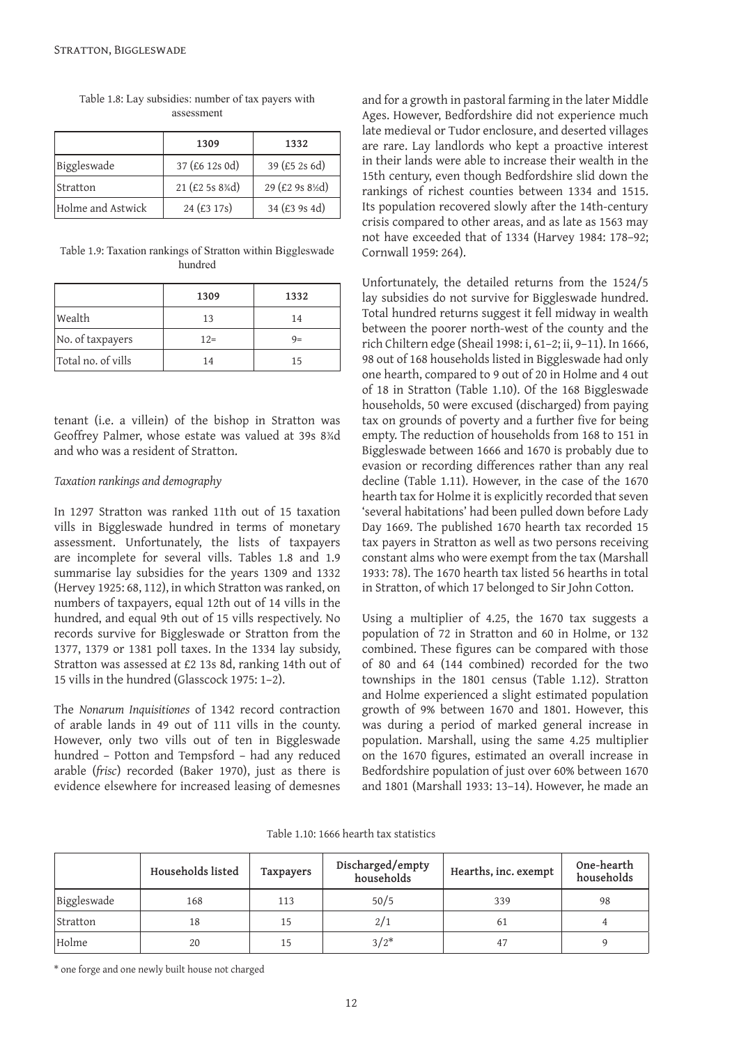Table 1.8: Lay subsidies: number of tax payers with assessment

| | 1309 | 1332 |
|---|---|---|
| Biggleswade | 37 (£6 12s 0d) | 39 (£5 2s 6d) |
| Stratton | 21 (£2 5s 8¾d) | 29 (£2 9s 8½d) |
| Holme and Astwick | 24 (£3 17s) | 34 (£3 9s 4d) |

Table 1.9: Taxation rankings of Stratton within Biggleswade hundred

| | 1309 | 1332 |
|---|---|---|
| Wealth | 13 | 14 |
| No. of taxpayers | 12= | 9= |
| Total no. of vills | 14 | 15 |

tenant (i.e. a villein) of the bishop in Stratton was Geoffrey Palmer, whose estate was valued at 39s 8¾d and who was a resident of Stratton.

*Taxation rankings and demography*

In 1297 Stratton was ranked 11th out of 15 taxation vills in Biggleswade hundred in terms of monetary assessment. Unfortunately, the lists of taxpayers are incomplete for several vills. Tables 1.8 and 1.9 summarise lay subsidies for the years 1309 and 1332 (Hervey 1925: 68, 112), in which Stratton was ranked, on numbers of taxpayers, equal 12th out of 14 vills in the hundred, and equal 9th out of 15 vills respectively. No records survive for Biggleswade or Stratton from the 1377, 1379 or 1381 poll taxes. In the 1334 lay subsidy, Stratton was assessed at £2 13s 8d, ranking 14th out of 15 vills in the hundred (Glasscock 1975: 1–2).

The *Nonarum Inquisitiones* of 1342 record contraction of arable lands in 49 out of 111 vills in the county. However, only two vills out of ten in Biggleswade hundred – Potton and Tempsford – had any reduced arable (*frisc*) recorded (Baker 1970), just as there is evidence elsewhere for increased leasing of demesnes and for a growth in pastoral farming in the later Middle Ages. However, Bedfordshire did not experience much late medieval or Tudor enclosure, and deserted villages are rare. Lay landlords who kept a proactive interest in their lands were able to increase their wealth in the 15th century, even though Bedfordshire slid down the rankings of richest counties between 1334 and 1515. Its population recovered slowly after the 14th-century crisis compared to other areas, and as late as 1563 may not have exceeded that of 1334 (Harvey 1984: 178–92; Cornwall 1959: 264).

Unfortunately, the detailed returns from the 1524/5 lay subsidies do not survive for Biggleswade hundred. Total hundred returns suggest it fell midway in wealth between the poorer north-west of the county and the rich Chiltern edge (Sheail 1998: i, 61–2; ii, 9–11). In 1666, 98 out of 168 households listed in Biggleswade had only one hearth, compared to 9 out of 20 in Holme and 4 out of 18 in Stratton (Table 1.10). Of the 168 Biggleswade households, 50 were excused (discharged) from paying tax on grounds of poverty and a further five for being empty. The reduction of households from 168 to 151 in Biggleswade between 1666 and 1670 is probably due to evasion or recording differences rather than any real decline (Table 1.11). However, in the case of the 1670 hearth tax for Holme it is explicitly recorded that seven 'several habitations' had been pulled down before Lady Day 1669. The published 1670 hearth tax recorded 15 tax payers in Stratton as well as two persons receiving constant alms who were exempt from the tax (Marshall 1933: 78). The 1670 hearth tax listed 56 hearths in total in Stratton, of which 17 belonged to Sir John Cotton.

Using a multiplier of 4.25, the 1670 tax suggests a population of 72 in Stratton and 60 in Holme, or 132 combined. These figures can be compared with those of 80 and 64 (144 combined) recorded for the two townships in the 1801 census (Table 1.12). Stratton and Holme experienced a slight estimated population growth of 9% between 1670 and 1801. However, this was during a period of marked general increase in population. Marshall, using the same 4.25 multiplier on the 1670 figures, estimated an overall increase in Bedfordshire population of just over 60% between 1670 and 1801 (Marshall 1933: 13–14). However, he made an

Table 1.10: 1666 hearth tax statistics

| | Households listed | Taxpayers | Discharged/empty households | Hearths, inc. exempt | One-hearth households |
|---|---|---|---|---|---|
| Biggleswade | 168 | 113 | 50/5 | 339 | 98 |
| Stratton | 18 | 15 | 2/1 | 61 | 4 |
| Holme | 20 | 15 | 3/2* | 47 | 9 |

* one forge and one newly built house not charged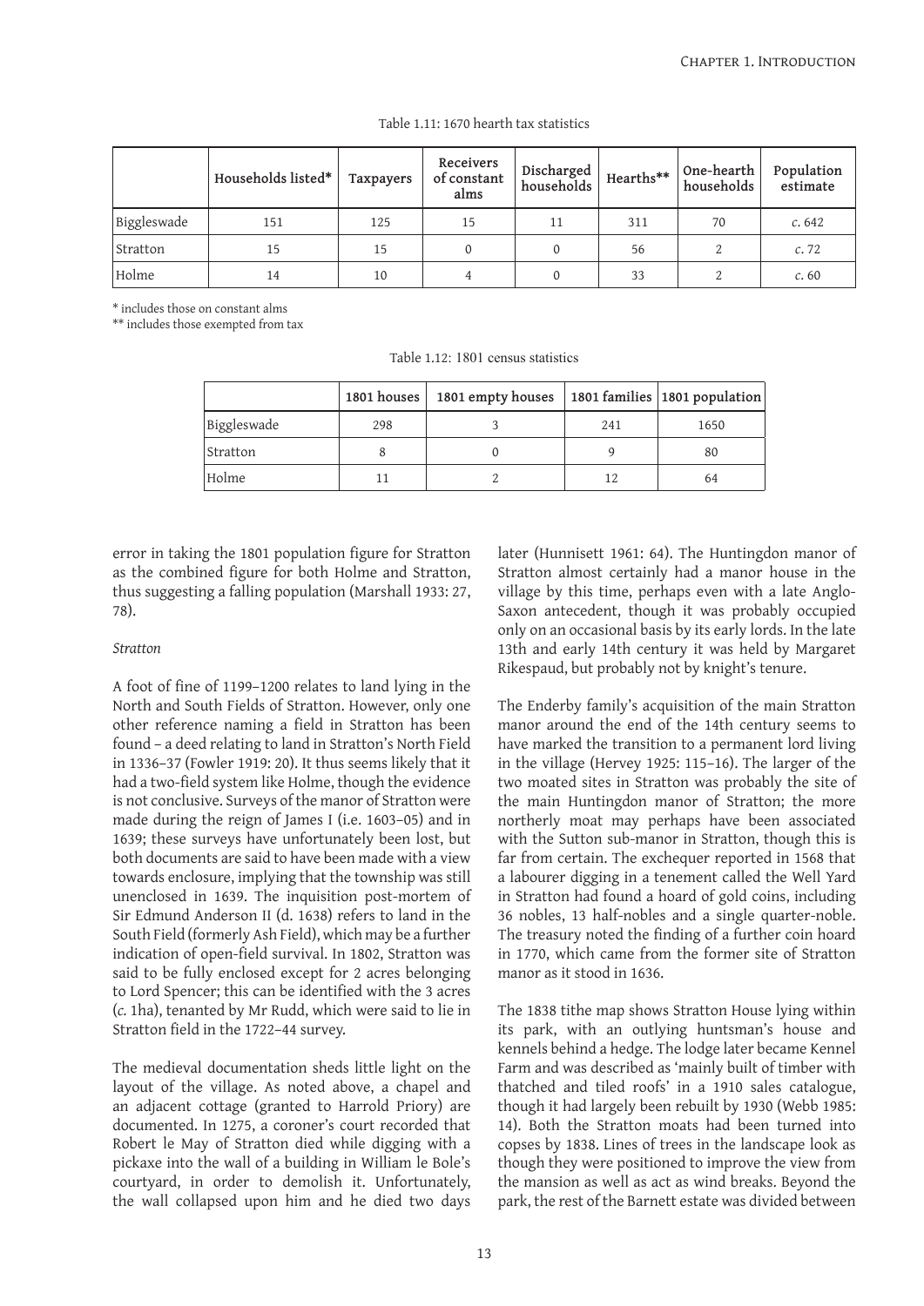Table 1.11: 1670 hearth tax statistics

| | Households listed* | Taxpayers | Receivers of constant alms | Discharged households | Hearths** | One-hearth households | Population estimate |
|---|---|---|---|---|---|---|---|
| Biggleswade | 151 | 125 | 15 | 11 | 311 | 70 | *c.* 642 |
| Stratton | 15 | 15 | 0 | 0 | 56 | 2 | *c.* 72 |
| Holme | 14 | 10 | 4 | 0 | 33 | 2 | *c.* 60 |

\* includes those on constant alms

** includes those exempted from tax

Table 1.12: 1801 census statistics

| | 1801 houses | 1801 empty houses | 1801 families | 1801 population |
|---|---|---|---|---|
| Biggleswade | 298 | 3 | 241 | 1650 |
| Stratton | 8 | 0 | 9 | 80 |
| Holme | 11 | 2 | 12 | 64 |

error in taking the 1801 population figure for Stratton as the combined figure for both Holme and Stratton, thus suggesting a falling population (Marshall 1933: 27, 78).

*Stratton*

A foot of fine of 1199–1200 relates to land lying in the North and South Fields of Stratton. However, only one other reference naming a field in Stratton has been found – a deed relating to land in Stratton's North Field in 1336–37 (Fowler 1919: 20). It thus seems likely that it had a two-field system like Holme, though the evidence is not conclusive. Surveys of the manor of Stratton were made during the reign of James I (i.e. 1603–05) and in 1639; these surveys have unfortunately been lost, but both documents are said to have been made with a view towards enclosure, implying that the township was still unenclosed in 1639. The inquisition post-mortem of Sir Edmund Anderson II (d. 1638) refers to land in the South Field (formerly Ash Field), which may be a further indication of open-field survival. In 1802, Stratton was said to be fully enclosed except for 2 acres belonging to Lord Spencer; this can be identified with the 3 acres (*c.* 1ha), tenanted by Mr Rudd, which were said to lie in Stratton field in the 1722–44 survey.

The medieval documentation sheds little light on the layout of the village. As noted above, a chapel and an adjacent cottage (granted to Harrold Priory) are documented. In 1275, a coroner's court recorded that Robert le May of Stratton died while digging with a pickaxe into the wall of a building in William le Bole's courtyard, in order to demolish it. Unfortunately, the wall collapsed upon him and he died two days later (Hunnisett 1961: 64). The Huntingdon manor of Stratton almost certainly had a manor house in the village by this time, perhaps even with a late Anglo-Saxon antecedent, though it was probably occupied only on an occasional basis by its early lords. In the late 13th and early 14th century it was held by Margaret Rikespaud, but probably not by knight's tenure.

The Enderby family's acquisition of the main Stratton manor around the end of the 14th century seems to have marked the transition to a permanent lord living in the village (Hervey 1925: 115–16). The larger of the two moated sites in Stratton was probably the site of the main Huntingdon manor of Stratton; the more northerly moat may perhaps have been associated with the Sutton sub-manor in Stratton, though this is far from certain. The exchequer reported in 1568 that a labourer digging in a tenement called the Well Yard in Stratton had found a hoard of gold coins, including 36 nobles, 13 half-nobles and a single quarter-noble. The treasury noted the finding of a further coin hoard in 1770, which came from the former site of Stratton manor as it stood in 1636.

The 1838 tithe map shows Stratton House lying within its park, with an outlying huntsman's house and kennels behind a hedge. The lodge later became Kennel Farm and was described as 'mainly built of timber with thatched and tiled roofs' in a 1910 sales catalogue, though it had largely been rebuilt by 1930 (Webb 1985: 14). Both the Stratton moats had been turned into copses by 1838. Lines of trees in the landscape look as though they were positioned to improve the view from the mansion as well as act as wind breaks. Beyond the park, the rest of the Barnett estate was divided between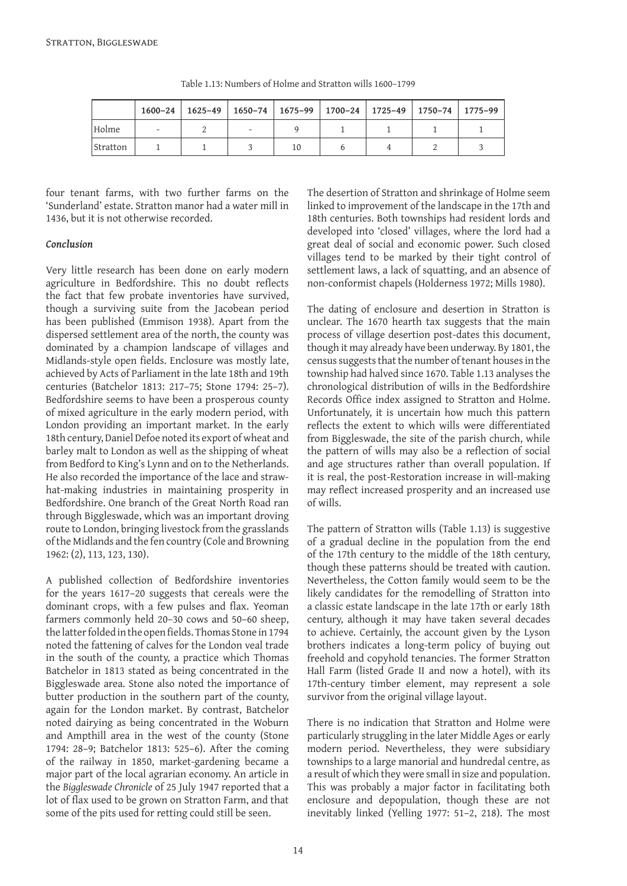Table 1.13: Numbers of Holme and Stratton wills 1600–1799

| | 1600–24 | 1625–49 | 1650–74 | 1675–99 | 1700–24 | 1725–49 | 1750–74 | 1775–99 |
|---|---|---|---|---|---|---|---|---|
| Holme | - | 2 | - | 9 | 1 | 1 | 1 | 1 |
| Stratton | 1 | 1 | 3 | 10 | 6 | 4 | 2 | 3 |

four tenant farms, with two further farms on the 'Sunderland' estate. Stratton manor had a water mill in 1436, but it is not otherwise recorded.

### *Conclusion*

Very little research has been done on early modern agriculture in Bedfordshire. This no doubt reflects the fact that few probate inventories have survived, though a surviving suite from the Jacobean period has been published (Emmison 1938). Apart from the dispersed settlement area of the north, the county was dominated by a champion landscape of villages and Midlands-style open fields. Enclosure was mostly late, achieved by Acts of Parliament in the late 18th and 19th centuries (Batchelor 1813: 217–75; Stone 1794: 25–7). Bedfordshire seems to have been a prosperous county of mixed agriculture in the early modern period, with London providing an important market. In the early 18th century, Daniel Defoe noted its export of wheat and barley malt to London as well as the shipping of wheat from Bedford to King's Lynn and on to the Netherlands. He also recorded the importance of the lace and straw-hat-making industries in maintaining prosperity in Bedfordshire. One branch of the Great North Road ran through Biggleswade, which was an important droving route to London, bringing livestock from the grasslands of the Midlands and the fen country (Cole and Browning 1962: (2), 113, 123, 130).

A published collection of Bedfordshire inventories for the years 1617–20 suggests that cereals were the dominant crops, with a few pulses and flax. Yeoman farmers commonly held 20–30 cows and 50–60 sheep, the latter folded in the open fields. Thomas Stone in 1794 noted the fattening of calves for the London veal trade in the south of the county, a practice which Thomas Batchelor in 1813 stated as being concentrated in the Biggleswade area. Stone also noted the importance of butter production in the southern part of the county, again for the London market. By contrast, Batchelor noted dairying as being concentrated in the Woburn and Ampthill area in the west of the county (Stone 1794: 28–9; Batchelor 1813: 525–6). After the coming of the railway in 1850, market-gardening became a major part of the local agrarian economy. An article in the *Biggleswade Chronicle* of 25 July 1947 reported that a lot of flax used to be grown on Stratton Farm, and that some of the pits used for retting could still be seen.

The desertion of Stratton and shrinkage of Holme seem linked to improvement of the landscape in the 17th and 18th centuries. Both townships had resident lords and developed into 'closed' villages, where the lord had a great deal of social and economic power. Such closed villages tend to be marked by their tight control of settlement laws, a lack of squatting, and an absence of non-conformist chapels (Holderness 1972; Mills 1980).

The dating of enclosure and desertion in Stratton is unclear. The 1670 hearth tax suggests that the main process of village desertion post-dates this document, though it may already have been underway. By 1801, the census suggests that the number of tenant houses in the township had halved since 1670. Table 1.13 analyses the chronological distribution of wills in the Bedfordshire Records Office index assigned to Stratton and Holme. Unfortunately, it is uncertain how much this pattern reflects the extent to which wills were differentiated from Biggleswade, the site of the parish church, while the pattern of wills may also be a reflection of social and age structures rather than overall population. If it is real, the post-Restoration increase in will-making may reflect increased prosperity and an increased use of wills.

The pattern of Stratton wills (Table 1.13) is suggestive of a gradual decline in the population from the end of the 17th century to the middle of the 18th century, though these patterns should be treated with caution. Nevertheless, the Cotton family would seem to be the likely candidates for the remodelling of Stratton into a classic estate landscape in the late 17th or early 18th century, although it may have taken several decades to achieve. Certainly, the account given by the Lyson brothers indicates a long-term policy of buying out freehold and copyhold tenancies. The former Stratton Hall Farm (listed Grade II and now a hotel), with its 17th-century timber element, may represent a sole survivor from the original village layout.

There is no indication that Stratton and Holme were particularly struggling in the later Middle Ages or early modern period. Nevertheless, they were subsidiary townships to a large manorial and hundredal centre, as a result of which they were small in size and population. This was probably a major factor in facilitating both enclosure and depopulation, though these are not inevitably linked (Yelling 1977: 51–2, 218). The most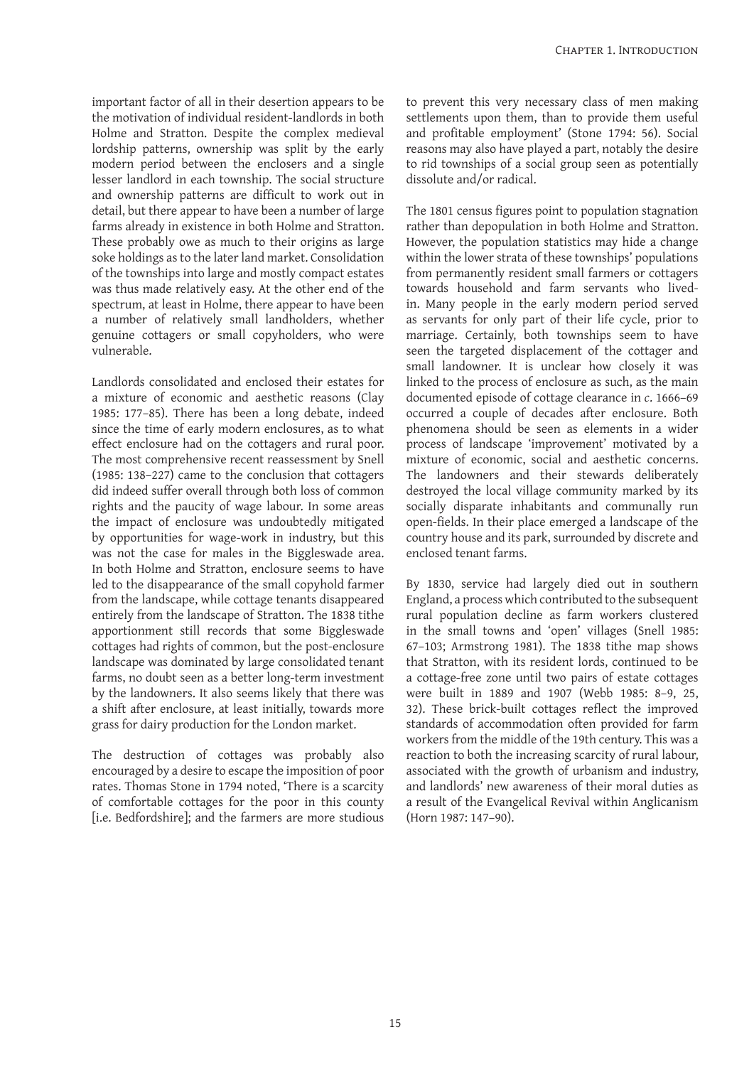important factor of all in their desertion appears to be the motivation of individual resident-landlords in both Holme and Stratton. Despite the complex medieval lordship patterns, ownership was split by the early modern period between the enclosers and a single lesser landlord in each township. The social structure and ownership patterns are difficult to work out in detail, but there appear to have been a number of large farms already in existence in both Holme and Stratton. These probably owe as much to their origins as large soke holdings as to the later land market. Consolidation of the townships into large and mostly compact estates was thus made relatively easy. At the other end of the spectrum, at least in Holme, there appear to have been a number of relatively small landholders, whether genuine cottagers or small copyholders, who were vulnerable.

Landlords consolidated and enclosed their estates for a mixture of economic and aesthetic reasons (Clay 1985: 177–85). There has been a long debate, indeed since the time of early modern enclosures, as to what effect enclosure had on the cottagers and rural poor. The most comprehensive recent reassessment by Snell (1985: 138–227) came to the conclusion that cottagers did indeed suffer overall through both loss of common rights and the paucity of wage labour. In some areas the impact of enclosure was undoubtedly mitigated by opportunities for wage-work in industry, but this was not the case for males in the Biggleswade area. In both Holme and Stratton, enclosure seems to have led to the disappearance of the small copyhold farmer from the landscape, while cottage tenants disappeared entirely from the landscape of Stratton. The 1838 tithe apportionment still records that some Biggleswade cottages had rights of common, but the post-enclosure landscape was dominated by large consolidated tenant farms, no doubt seen as a better long-term investment by the landowners. It also seems likely that there was a shift after enclosure, at least initially, towards more grass for dairy production for the London market.

The destruction of cottages was probably also encouraged by a desire to escape the imposition of poor rates. Thomas Stone in 1794 noted, 'There is a scarcity of comfortable cottages for the poor in this county [i.e. Bedfordshire]; and the farmers are more studious to prevent this very necessary class of men making settlements upon them, than to provide them useful and profitable employment' (Stone 1794: 56). Social reasons may also have played a part, notably the desire to rid townships of a social group seen as potentially dissolute and/or radical.

The 1801 census figures point to population stagnation rather than depopulation in both Holme and Stratton. However, the population statistics may hide a change within the lower strata of these townships' populations from permanently resident small farmers or cottagers towards household and farm servants who lived-in. Many people in the early modern period served as servants for only part of their life cycle, prior to marriage. Certainly, both townships seem to have seen the targeted displacement of the cottager and small landowner. It is unclear how closely it was linked to the process of enclosure as such, as the main documented episode of cottage clearance in *c*. 1666–69 occurred a couple of decades after enclosure. Both phenomena should be seen as elements in a wider process of landscape 'improvement' motivated by a mixture of economic, social and aesthetic concerns. The landowners and their stewards deliberately destroyed the local village community marked by its socially disparate inhabitants and communally run open-fields. In their place emerged a landscape of the country house and its park, surrounded by discrete and enclosed tenant farms.

By 1830, service had largely died out in southern England, a process which contributed to the subsequent rural population decline as farm workers clustered in the small towns and 'open' villages (Snell 1985: 67–103; Armstrong 1981). The 1838 tithe map shows that Stratton, with its resident lords, continued to be a cottage-free zone until two pairs of estate cottages were built in 1889 and 1907 (Webb 1985: 8–9, 25, 32). These brick-built cottages reflect the improved standards of accommodation often provided for farm workers from the middle of the 19th century. This was a reaction to both the increasing scarcity of rural labour, associated with the growth of urbanism and industry, and landlords' new awareness of their moral duties as a result of the Evangelical Revival within Anglicanism (Horn 1987: 147–90).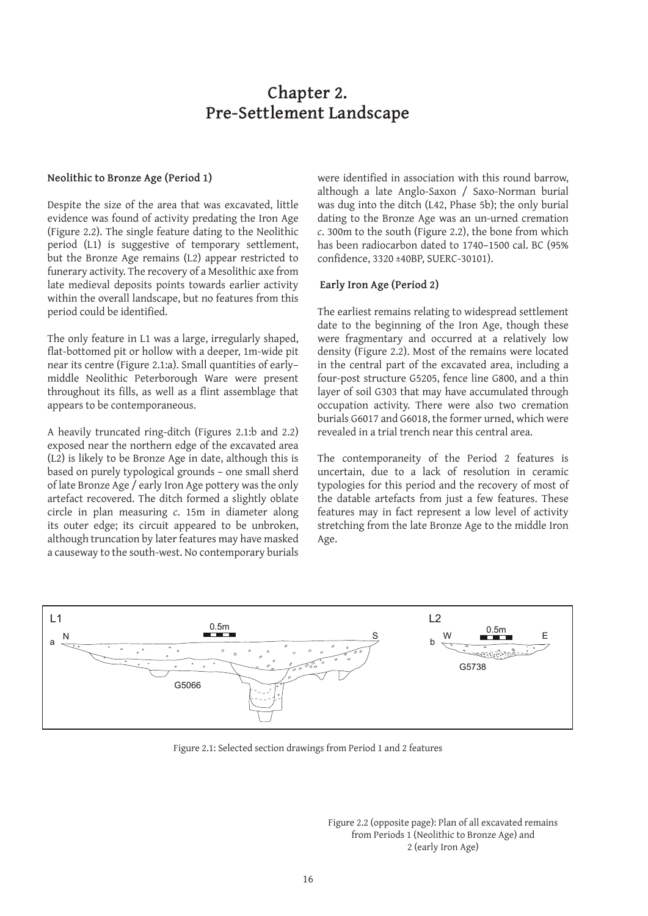# Chapter 2. Pre-Settlement Landscape

### Neolithic to Bronze Age (Period 1)

Despite the size of the area that was excavated, little evidence was found of activity predating the Iron Age (Figure 2.2). The single feature dating to the Neolithic period (L1) is suggestive of temporary settlement, but the Bronze Age remains (L2) appear restricted to funerary activity. The recovery of a Mesolithic axe from late medieval deposits points towards earlier activity within the overall landscape, but no features from this period could be identified.

The only feature in L1 was a large, irregularly shaped, flat-bottomed pit or hollow with a deeper, 1m-wide pit near its centre (Figure 2.1:a). Small quantities of early–middle Neolithic Peterborough Ware were present throughout its fills, as well as a flint assemblage that appears to be contemporaneous.

A heavily truncated ring-ditch (Figures 2.1:b and 2.2) exposed near the northern edge of the excavated area (L2) is likely to be Bronze Age in date, although this is based on purely typological grounds – one small sherd of late Bronze Age / early Iron Age pottery was the only artefact recovered. The ditch formed a slightly oblate circle in plan measuring *c*. 15m in diameter along its outer edge; its circuit appeared to be unbroken, although truncation by later features may have masked a causeway to the south-west. No contemporary burials were identified in association with this round barrow, although a late Anglo-Saxon / Saxo-Norman burial was dug into the ditch (L42, Phase 5b); the only burial dating to the Bronze Age was an un-urned cremation *c*. 300m to the south (Figure 2.2), the bone from which has been radiocarbon dated to 1740–1500 cal. BC (95% confidence, 3320 ±40BP, SUERC-30101).

### Early Iron Age (Period 2)

The earliest remains relating to widespread settlement date to the beginning of the Iron Age, though these were fragmentary and occurred at a relatively low density (Figure 2.2). Most of the remains were located in the central part of the excavated area, including a four-post structure G5205, fence line G800, and a thin layer of soil G303 that may have accumulated through occupation activity. There were also two cremation burials G6017 and G6018, the former urned, which were revealed in a trial trench near this central area.

The contemporaneity of the Period 2 features is uncertain, due to a lack of resolution in ceramic typologies for this period and the recovery of most of the datable artefacts from just a few features. These features may in fact represent a low level of activity stretching from the late Bronze Age to the middle Iron Age.

Figure 2.1: Selected section drawings from Period 1 and 2 features

Figure 2.2 (opposite page): Plan of all excavated remains from Periods 1 (Neolithic to Bronze Age) and 2 (early Iron Age)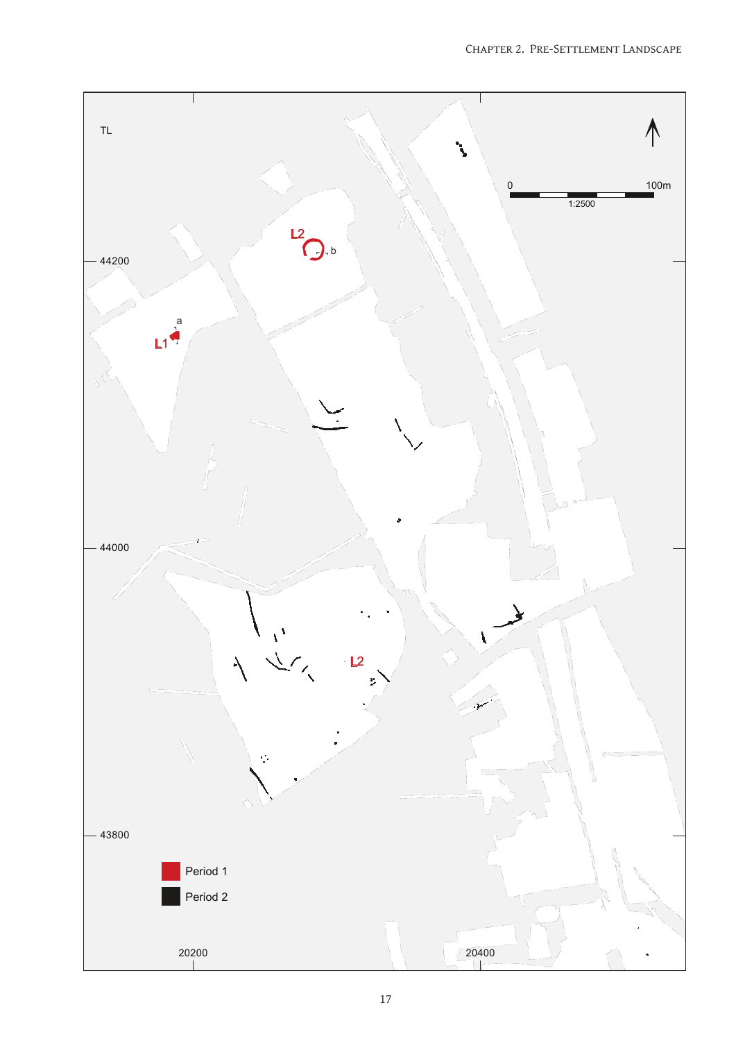TL

0

100m

1:2500

L2

b

44200

a

L1

44000

L2

43800

Period 1

Period 2

20200

20400